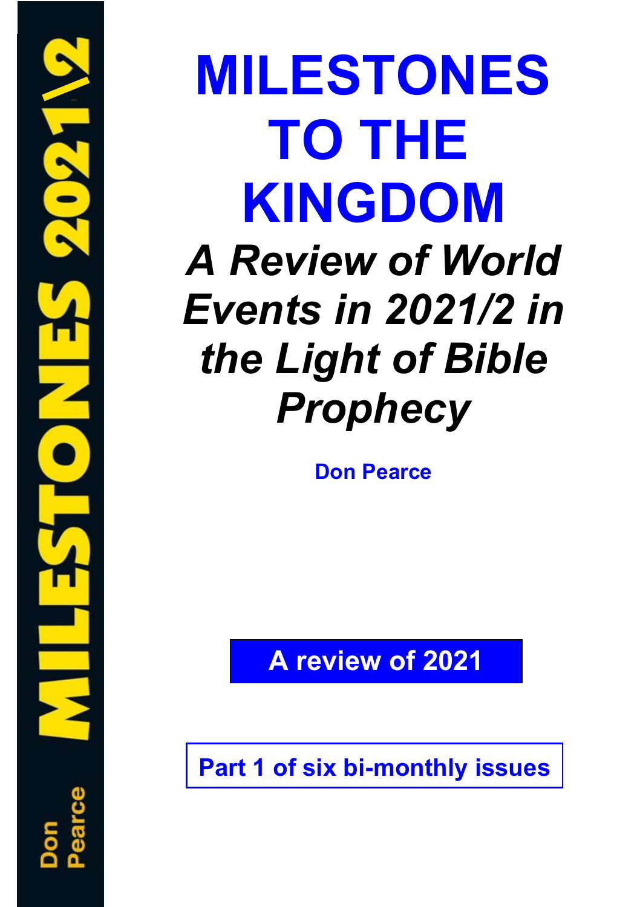# MILESTONES TO THE KINGDOM

## *A Review of World Events in 2021/2 in the Light of Bible Prophecy*

**Don Pearce**

**A review of 2021**

**Part 1 of six bi-monthly issues**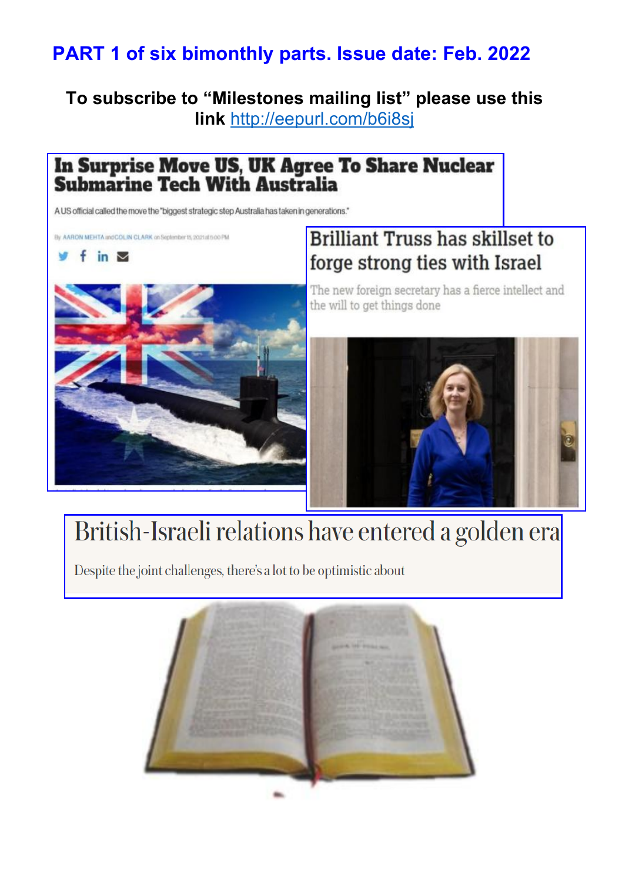**PART 1 of six bimonthly parts. Issue date: Feb. 2022**

**To subscribe to "Milestones mailing list" please use this link http://eepurl.com/b6i8sj**

## In Surprise Move US, UK Agree To Share Nuclear Submarine Tech With Australia

A US official called the move the "biggest strategic step Australia has taken in generations."

By AARON MEHTA and COLIN CLARK on September 15, 2021 at 5:00 PM

## Brilliant Truss has skillset to forge strong ties with Israel

The new foreign secretary has a fierce intellect and the will to get things done

## British-Israeli relations have entered a golden era

Despite the joint challenges, there's a lot to be optimistic about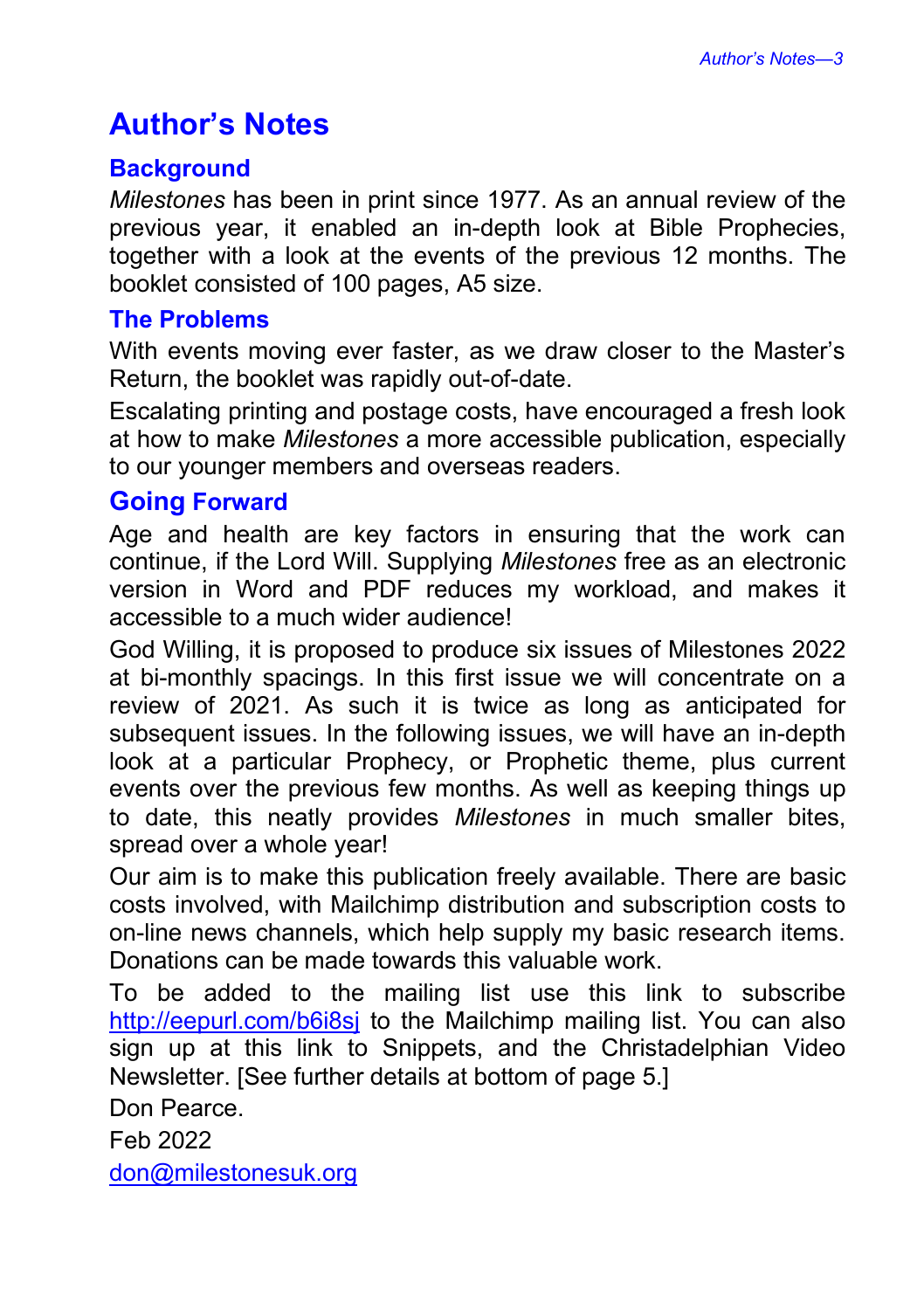# Author's Notes

## Background

*Milestones* has been in print since 1977. As an annual review of the previous year, it enabled an in-depth look at Bible Prophecies, together with a look at the events of the previous 12 months. The booklet consisted of 100 pages, A5 size.

## The Problems

With events moving ever faster, as we draw closer to the Master's Return, the booklet was rapidly out-of-date.

Escalating printing and postage costs, have encouraged a fresh look at how to make *Milestones* a more accessible publication, especially to our younger members and overseas readers.

## Going Forward

Age and health are key factors in ensuring that the work can continue, if the Lord Will. Supplying *Milestones* free as an electronic version in Word and PDF reduces my workload, and makes it accessible to a much wider audience!

God Willing, it is proposed to produce six issues of Milestones 2022 at bi-monthly spacings. In this first issue we will concentrate on a review of 2021. As such it is twice as long as anticipated for subsequent issues. In the following issues, we will have an in-depth look at a particular Prophecy, or Prophetic theme, plus current events over the previous few months. As well as keeping things up to date, this neatly provides *Milestones* in much smaller bites, spread over a whole year!

Our aim is to make this publication freely available. There are basic costs involved, with Mailchimp distribution and subscription costs to on-line news channels, which help supply my basic research items. Donations can be made towards this valuable work.

To be added to the mailing list use this link to subscribe http://eepurl.com/b6i8sj to the Mailchimp mailing list. You can also sign up at this link to Snippets, and the Christadelphian Video Newsletter. [See further details at bottom of page 5.]

Don Pearce.

Feb 2022

don@milestonesuk.org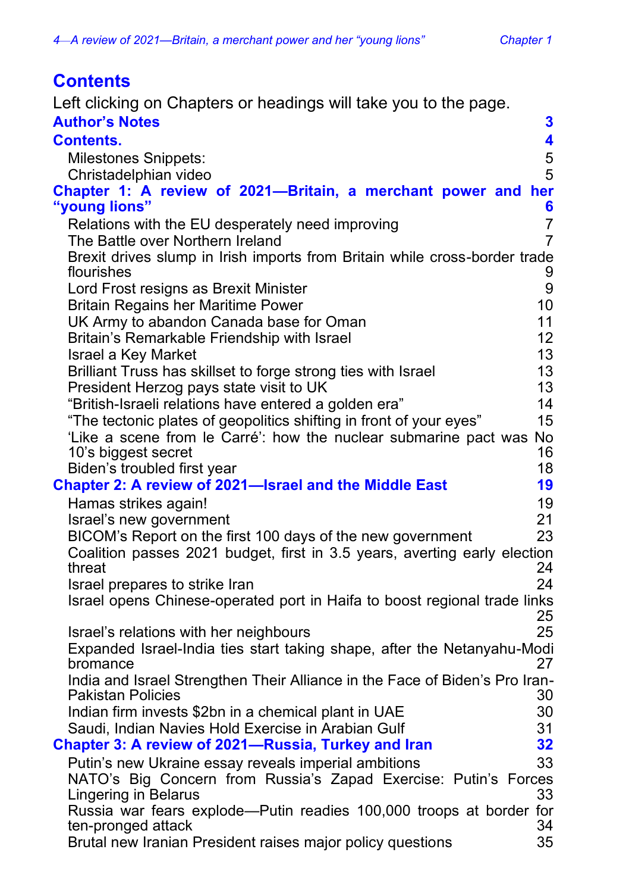# Contents

Left clicking on Chapters or headings will take you to the page.

**Author's Notes** 3

**Contents.** 4

- Milestones Snippets: 5
- Christadelphian video 5

**Chapter 1: A review of 2021—Britain, a merchant power and her "young lions"** 6

- Relations with the EU desperately need improving 7
- The Battle over Northern Ireland 7
- Brexit drives slump in Irish imports from Britain while cross-border trade flourishes 9
- Lord Frost resigns as Brexit Minister 9
- Britain Regains her Maritime Power 10
- UK Army to abandon Canada base for Oman 11
- Britain's Remarkable Friendship with Israel 12
- Israel a Key Market 13
- Brilliant Truss has skillset to forge strong ties with Israel 13
- President Herzog pays state visit to UK 13
- "British-Israeli relations have entered a golden era" 14
- "The tectonic plates of geopolitics shifting in front of your eyes" 15
- 'Like a scene from le Carré': how the nuclear submarine pact was No 10's biggest secret 16
- Biden's troubled first year 18

**Chapter 2: A review of 2021—Israel and the Middle East** 19

- Hamas strikes again! 19
- Israel's new government 21
- BICOM's Report on the first 100 days of the new government 23
- Coalition passes 2021 budget, first in 3.5 years, averting early election threat 24
- Israel prepares to strike Iran 24
- Israel opens Chinese-operated port in Haifa to boost regional trade links 25
- Israel's relations with her neighbours 25
- Expanded Israel-India ties start taking shape, after the Netanyahu-Modi bromance 27
- India and Israel Strengthen Their Alliance in the Face of Biden's Pro Iran-Pakistan Policies 30
- Indian firm invests $2bn in a chemical plant in UAE 30
- Saudi, Indian Navies Hold Exercise in Arabian Gulf 31

**Chapter 3: A review of 2021—Russia, Turkey and Iran** 32

- Putin's new Ukraine essay reveals imperial ambitions 33
- NATO's Big Concern from Russia's Zapad Exercise: Putin's Forces Lingering in Belarus 33
- Russia war fears explode—Putin readies 100,000 troops at border for ten-pronged attack 34
- Brutal new Iranian President raises major policy questions 35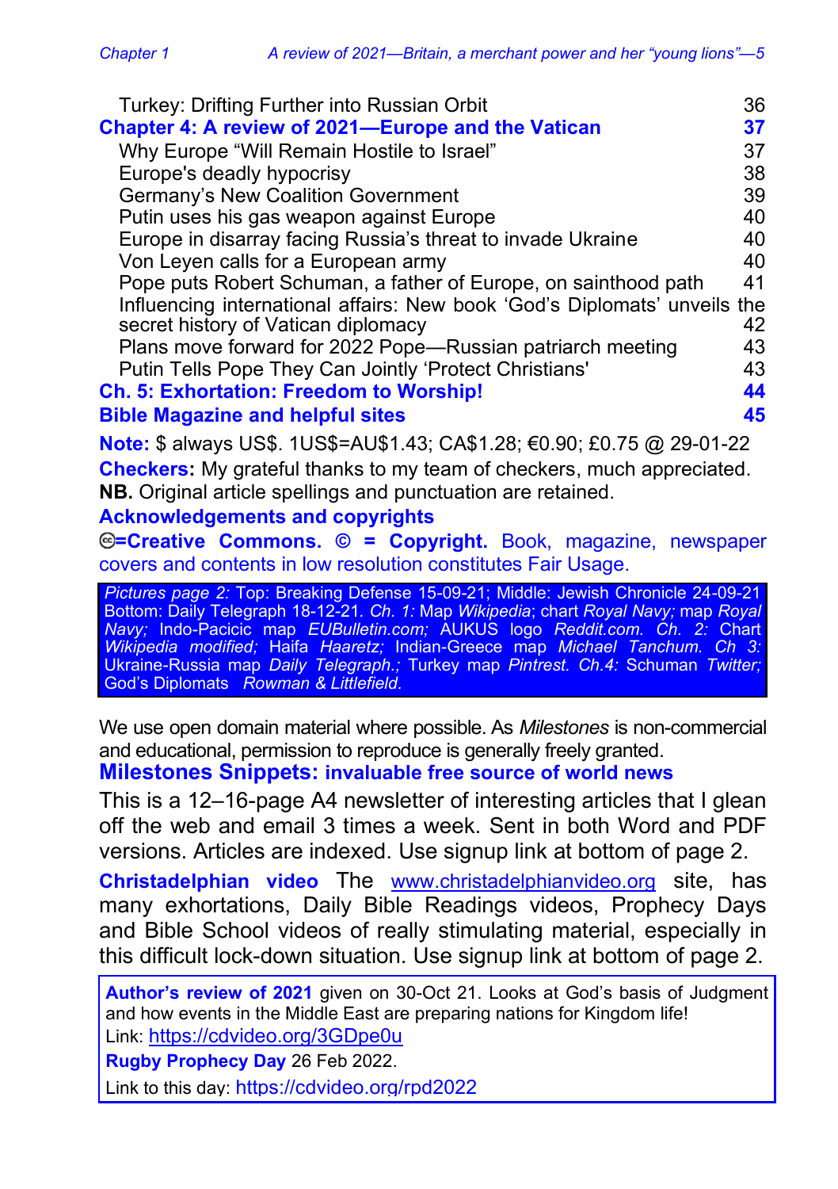| | |
|---|---|
| Turkey: Drifting Further into Russian Orbit | 36 |
| **Chapter 4: A review of 2021—Europe and the Vatican** | **37** |
| Why Europe “Will Remain Hostile to Israel” | 37 |
| Europe's deadly hypocrisy | 38 |
| Germany’s New Coalition Government | 39 |
| Putin uses his gas weapon against Europe | 40 |
| Europe in disarray facing Russia’s threat to invade Ukraine | 40 |
| Von Leyen calls for a European army | 40 |
| Pope puts Robert Schuman, a father of Europe, on sainthood path | 41 |
| Influencing international affairs: New book ‘God’s Diplomats’ unveils the secret history of Vatican diplomacy | 42 |
| Plans move forward for 2022 Pope—Russian patriarch meeting | 43 |
| Putin Tells Pope They Can Jointly ‘Protect Christians' | 43 |
| **Ch. 5: Exhortation: Freedom to Worship!** | **44** |
| **Bible Magazine and helpful sites** | **45** |

**Note:** $ always US$. 1US$=AU$1.43; CA$1.28; €0.90; £0.75 @ 29-01-22

**Checkers:** My grateful thanks to my team of checkers, much appreciated.

**NB.** Original article spellings and punctuation are retained.

**Acknowledgements and copyrights**

**🅭=Creative Commons. © = Copyright.** Book, magazine, newspaper covers and contents in low resolution constitutes Fair Usage.

*Pictures page 2:* Top: Breaking Defense 15-09-21; Middle: Jewish Chronicle 24-09-21 Bottom: Daily Telegraph 18-12-21. *Ch. 1:* Map *Wikipedia*; chart *Royal Navy;* map *Royal Navy;* Indo-Pacicic map *EUBulletin.com;* AUKUS logo *Reddit.com. Ch. 2:* Chart *Wikipedia modified;* Haifa *Haaretz;* Indian-Greece map *Michael Tanchum. Ch 3:* Ukraine-Russia map *Daily Telegraph.;* Turkey map *Pintrest. Ch.4:* Schuman *Twitter;* God’s Diplomats *Rowman & Littlefield.*

We use open domain material where possible. As *Milestones* is non-commercial and educational, permission to reproduce is generally freely granted.

**Milestones Snippets: invaluable free source of world news**

This is a 12–16-page A4 newsletter of interesting articles that I glean off the web and email 3 times a week. Sent in both Word and PDF versions. Articles are indexed. Use signup link at bottom of page 2.

**Christadelphian video** The www.christadelphianvideo.org site, has many exhortations, Daily Bible Readings videos, Prophecy Days and Bible School videos of really stimulating material, especially in this difficult lock-down situation. Use signup link at bottom of page 2.

**Author’s review of 2021** given on 30-Oct 21. Looks at God’s basis of Judgment and how events in the Middle East are preparing nations for Kingdom life!
Link: https://cdvideo.org/3GDpe0u

**Rugby Prophecy Day** 26 Feb 2022.
Link to this day: https://cdvideo.org/rpd2022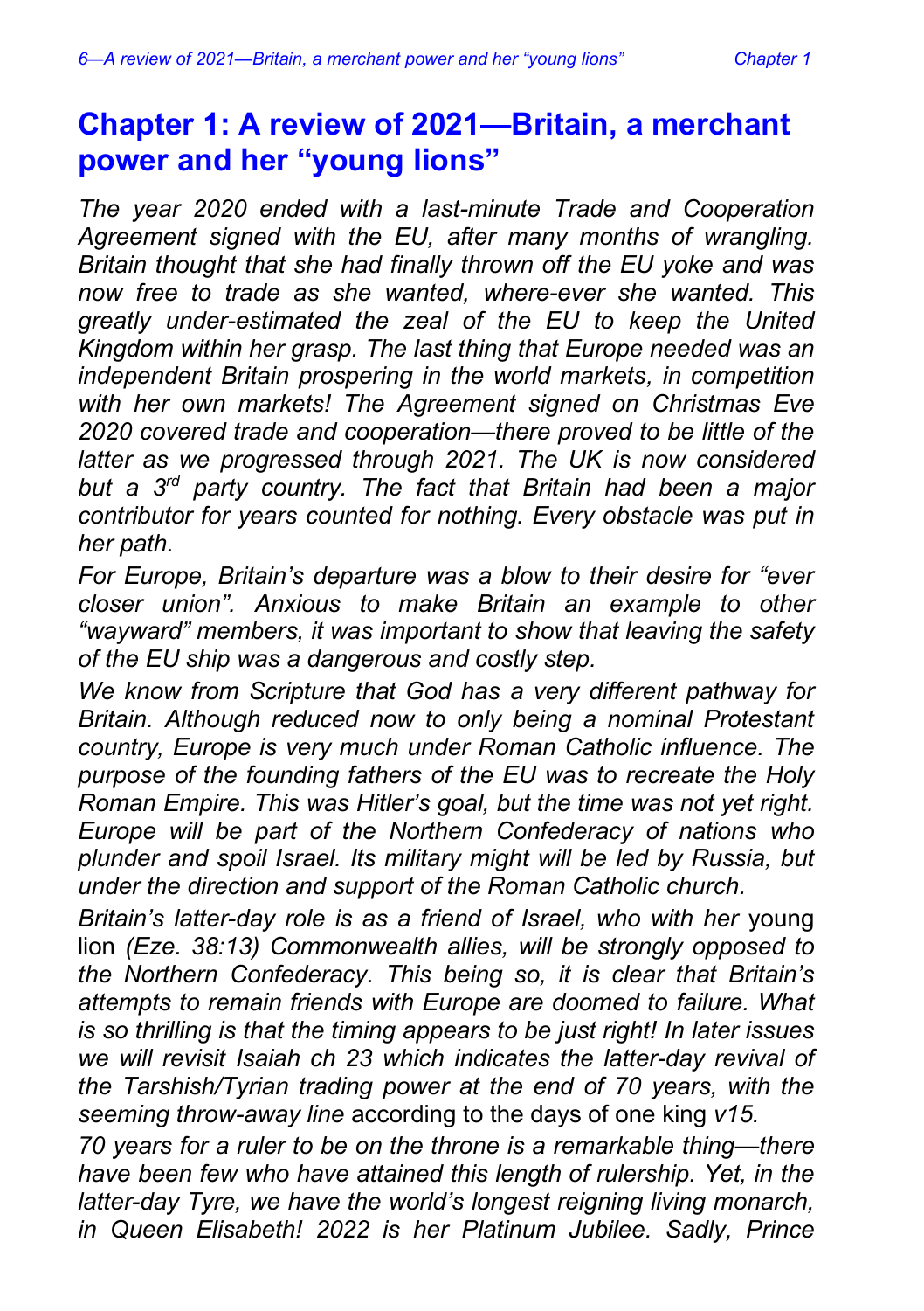# Chapter 1: A review of 2021—Britain, a merchant power and her "young lions"

*The year 2020 ended with a last-minute Trade and Cooperation Agreement signed with the EU, after many months of wrangling. Britain thought that she had finally thrown off the EU yoke and was now free to trade as she wanted, where-ever she wanted. This greatly under-estimated the zeal of the EU to keep the United Kingdom within her grasp. The last thing that Europe needed was an independent Britain prospering in the world markets, in competition with her own markets! The Agreement signed on Christmas Eve 2020 covered trade and cooperation—there proved to be little of the latter as we progressed through 2021. The UK is now considered but a 3rd party country. The fact that Britain had been a major contributor for years counted for nothing. Every obstacle was put in her path.*

*For Europe, Britain's departure was a blow to their desire for "ever closer union". Anxious to make Britain an example to other "wayward" members, it was important to show that leaving the safety of the EU ship was a dangerous and costly step.*

*We know from Scripture that God has a very different pathway for Britain. Although reduced now to only being a nominal Protestant country, Europe is very much under Roman Catholic influence. The purpose of the founding fathers of the EU was to recreate the Holy Roman Empire. This was Hitler's goal, but the time was not yet right. Europe will be part of the Northern Confederacy of nations who plunder and spoil Israel. Its military might will be led by Russia, but under the direction and support of the Roman Catholic church.*

*Britain's latter-day role is as a friend of Israel, who with her* young lion *(Eze. 38:13) Commonwealth allies, will be strongly opposed to the Northern Confederacy. This being so, it is clear that Britain's attempts to remain friends with Europe are doomed to failure. What is so thrilling is that the timing appears to be just right! In later issues we will revisit Isaiah ch 23 which indicates the latter-day revival of the Tarshish/Tyrian trading power at the end of 70 years, with the seeming throw-away line* according to the days of one king *v15.*

*70 years for a ruler to be on the throne is a remarkable thing—there have been few who have attained this length of rulership. Yet, in the latter-day Tyre, we have the world's longest reigning living monarch, in Queen Elisabeth! 2022 is her Platinum Jubilee. Sadly, Prince*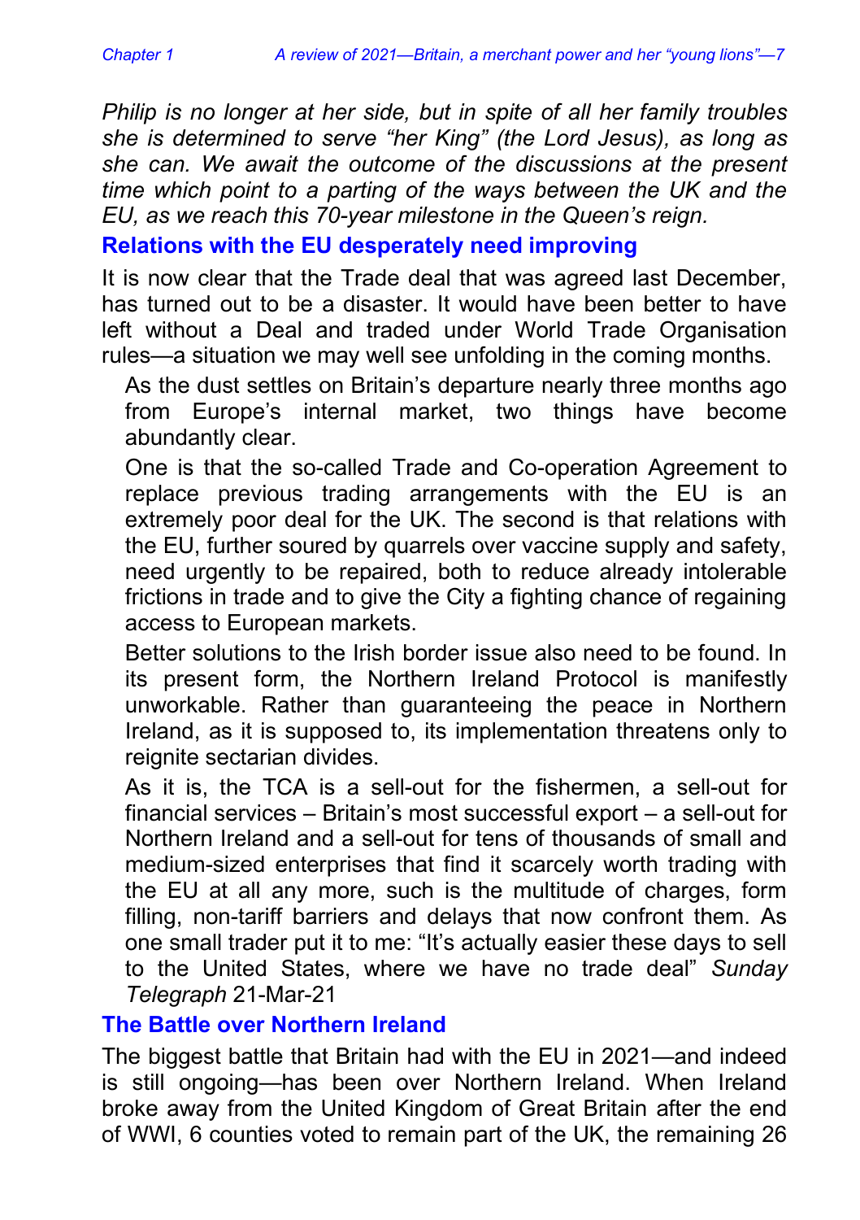*Philip is no longer at her side, but in spite of all her family troubles she is determined to serve "her King" (the Lord Jesus), as long as she can. We await the outcome of the discussions at the present time which point to a parting of the ways between the UK and the EU, as we reach this 70-year milestone in the Queen's reign.*

## Relations with the EU desperately need improving

It is now clear that the Trade deal that was agreed last December, has turned out to be a disaster. It would have been better to have left without a Deal and traded under World Trade Organisation rules—a situation we may well see unfolding in the coming months.

> As the dust settles on Britain's departure nearly three months ago from Europe's internal market, two things have become abundantly clear.
>
> One is that the so-called Trade and Co-operation Agreement to replace previous trading arrangements with the EU is an extremely poor deal for the UK. The second is that relations with the EU, further soured by quarrels over vaccine supply and safety, need urgently to be repaired, both to reduce already intolerable frictions in trade and to give the City a fighting chance of regaining access to European markets.
>
> Better solutions to the Irish border issue also need to be found. In its present form, the Northern Ireland Protocol is manifestly unworkable. Rather than guaranteeing the peace in Northern Ireland, as it is supposed to, its implementation threatens only to reignite sectarian divides.
>
> As it is, the TCA is a sell-out for the fishermen, a sell-out for financial services – Britain's most successful export – a sell-out for Northern Ireland and a sell-out for tens of thousands of small and medium-sized enterprises that find it scarcely worth trading with the EU at all any more, such is the multitude of charges, form filling, non-tariff barriers and delays that now confront them. As one small trader put it to me: "It's actually easier these days to sell to the United States, where we have no trade deal" *Sunday Telegraph* 21-Mar-21

## The Battle over Northern Ireland

The biggest battle that Britain had with the EU in 2021—and indeed is still ongoing—has been over Northern Ireland. When Ireland broke away from the United Kingdom of Great Britain after the end of WWI, 6 counties voted to remain part of the UK, the remaining 26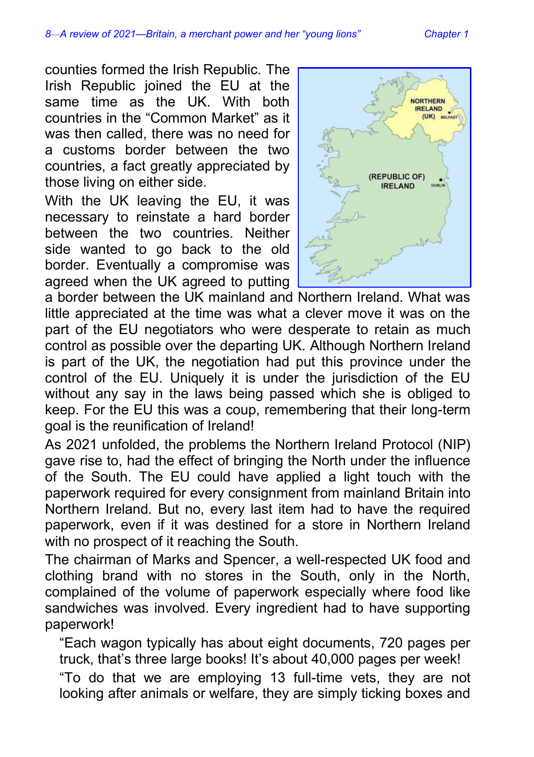counties formed the Irish Republic. The Irish Republic joined the EU at the same time as the UK. With both countries in the "Common Market" as it was then called, there was no need for a customs border between the two countries, a fact greatly appreciated by those living on either side.

With the UK leaving the EU, it was necessary to reinstate a hard border between the two countries. Neither side wanted to go back to the old border. Eventually a compromise was agreed when the UK agreed to putting a border between the UK mainland and Northern Ireland. What was little appreciated at the time was what a clever move it was on the part of the EU negotiators who were desperate to retain as much control as possible over the departing UK. Although Northern Ireland is part of the UK, the negotiation had put this province under the control of the EU. Uniquely it is under the jurisdiction of the EU without any say in the laws being passed which she is obliged to keep. For the EU this was a coup, remembering that their long-term goal is the reunification of Ireland!

As 2021 unfolded, the problems the Northern Ireland Protocol (NIP) gave rise to, had the effect of bringing the North under the influence of the South. The EU could have applied a light touch with the paperwork required for every consignment from mainland Britain into Northern Ireland. But no, every last item had to have the required paperwork, even if it was destined for a store in Northern Ireland with no prospect of it reaching the South.

The chairman of Marks and Spencer, a well-respected UK food and clothing brand with no stores in the South, only in the North, complained of the volume of paperwork especially where food like sandwiches was involved. Every ingredient had to have supporting paperwork!

> "Each wagon typically has about eight documents, 720 pages per truck, that's three large books! It's about 40,000 pages per week!
>
> "To do that we are employing 13 full-time vets, they are not looking after animals or welfare, they are simply ticking boxes and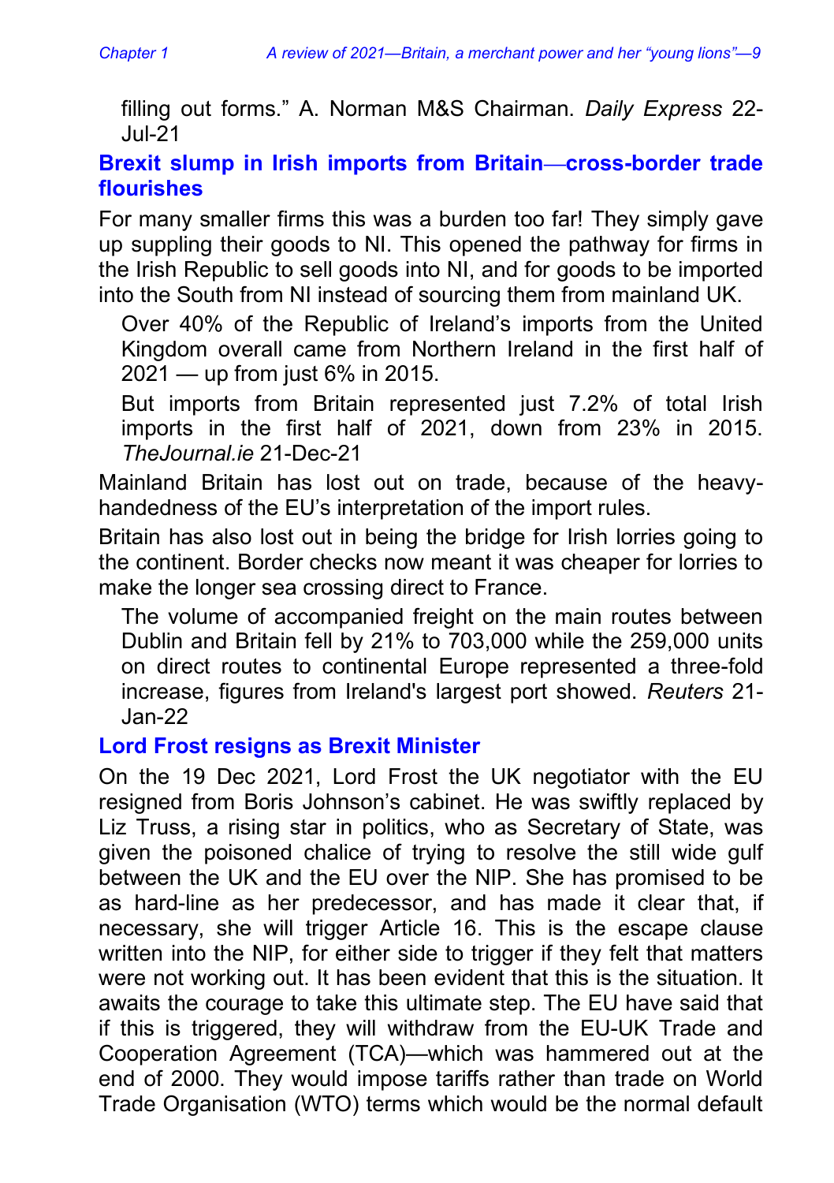filling out forms." A. Norman M&S Chairman. *Daily Express* 22-Jul-21

### Brexit slump in Irish imports from Britain—cross-border trade flourishes

For many smaller firms this was a burden too far! They simply gave up suppling their goods to NI. This opened the pathway for firms in the Irish Republic to sell goods into NI, and for goods to be imported into the South from NI instead of sourcing them from mainland UK.

> Over 40% of the Republic of Ireland's imports from the United Kingdom overall came from Northern Ireland in the first half of 2021 — up from just 6% in 2015.
>
> But imports from Britain represented just 7.2% of total Irish imports in the first half of 2021, down from 23% in 2015. *TheJournal.ie* 21-Dec-21

Mainland Britain has lost out on trade, because of the heavy-handedness of the EU's interpretation of the import rules.

Britain has also lost out in being the bridge for Irish lorries going to the continent. Border checks now meant it was cheaper for lorries to make the longer sea crossing direct to France.

> The volume of accompanied freight on the main routes between Dublin and Britain fell by 21% to 703,000 while the 259,000 units on direct routes to continental Europe represented a three-fold increase, figures from Ireland's largest port showed. *Reuters* 21-Jan-22

### Lord Frost resigns as Brexit Minister

On the 19 Dec 2021, Lord Frost the UK negotiator with the EU resigned from Boris Johnson's cabinet. He was swiftly replaced by Liz Truss, a rising star in politics, who as Secretary of State, was given the poisoned chalice of trying to resolve the still wide gulf between the UK and the EU over the NIP. She has promised to be as hard-line as her predecessor, and has made it clear that, if necessary, she will trigger Article 16. This is the escape clause written into the NIP, for either side to trigger if they felt that matters were not working out. It has been evident that this is the situation. It awaits the courage to take this ultimate step. The EU have said that if this is triggered, they will withdraw from the EU-UK Trade and Cooperation Agreement (TCA)—which was hammered out at the end of 2000. They would impose tariffs rather than trade on World Trade Organisation (WTO) terms which would be the normal default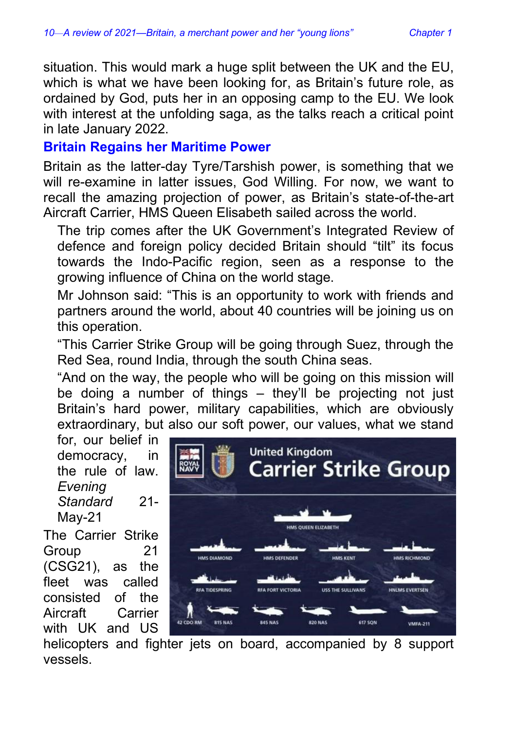situation. This would mark a huge split between the UK and the EU, which is what we have been looking for, as Britain's future role, as ordained by God, puts her in an opposing camp to the EU. We look with interest at the unfolding saga, as the talks reach a critical point in late January 2022.

## Britain Regains her Maritime Power

Britain as the latter-day Tyre/Tarshish power, is something that we will re-examine in latter issues, God Willing. For now, we want to recall the amazing projection of power, as Britain's state-of-the-art Aircraft Carrier, HMS Queen Elisabeth sailed across the world.

> The trip comes after the UK Government's Integrated Review of defence and foreign policy decided Britain should "tilt" its focus towards the Indo-Pacific region, seen as a response to the growing influence of China on the world stage.
>
> Mr Johnson said: "This is an opportunity to work with friends and partners around the world, about 40 countries will be joining us on this operation.
>
> "This Carrier Strike Group will be going through Suez, through the Red Sea, round India, through the south China seas.
>
> "And on the way, the people who will be going on this mission will be doing a number of things – they'll be projecting not just Britain's hard power, military capabilities, which are obviously extraordinary, but also our soft power, our values, what we stand for, our belief in democracy, in the rule of law. *Evening Standard* 21-May-21

The Carrier Strike Group 21 (CSG21), as the fleet was called consisted of the Aircraft Carrier with UK and US helicopters and fighter jets on board, accompanied by 8 support vessels.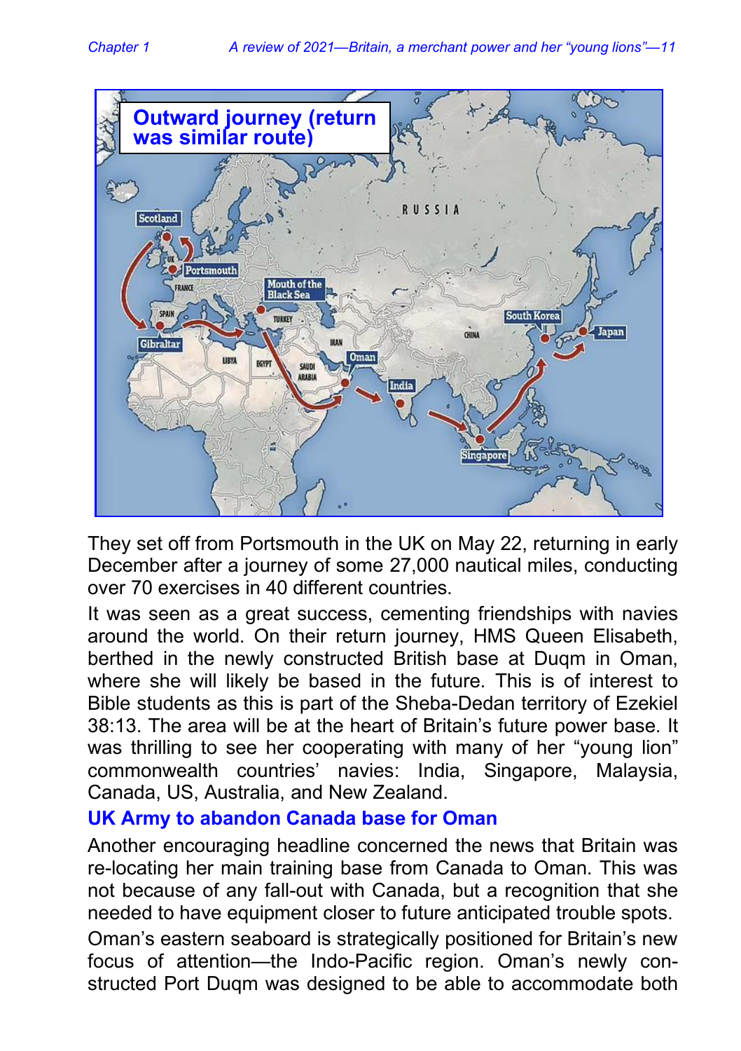Outward journey (return was similar route)

They set off from Portsmouth in the UK on May 22, returning in early December after a journey of some 27,000 nautical miles, conducting over 70 exercises in 40 different countries.

It was seen as a great success, cementing friendships with navies around the world. On their return journey, HMS Queen Elisabeth, berthed in the newly constructed British base at Duqm in Oman, where she will likely be based in the future. This is of interest to Bible students as this is part of the Sheba-Dedan territory of Ezekiel 38:13. The area will be at the heart of Britain's future power base. It was thrilling to see her cooperating with many of her "young lion" commonwealth countries' navies: India, Singapore, Malaysia, Canada, US, Australia, and New Zealand.

### UK Army to abandon Canada base for Oman

Another encouraging headline concerned the news that Britain was re-locating her main training base from Canada to Oman. This was not because of any fall-out with Canada, but a recognition that she needed to have equipment closer to future anticipated trouble spots.

Oman's eastern seaboard is strategically positioned for Britain's new focus of attention—the Indo-Pacific region. Oman's newly constructed Port Duqm was designed to be able to accommodate both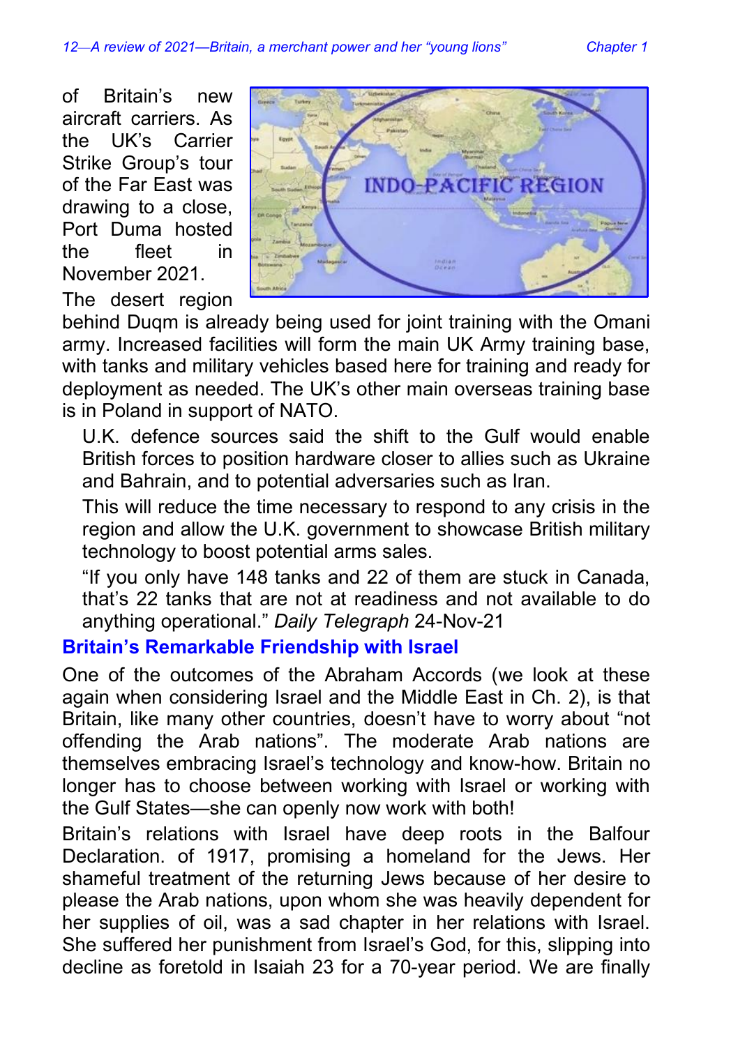of Britain's new aircraft carriers. As the UK's Carrier Strike Group's tour of the Far East was drawing to a close, Port Duma hosted the fleet in November 2021.

The desert region behind Duqm is already being used for joint training with the Omani army. Increased facilities will form the main UK Army training base, with tanks and military vehicles based here for training and ready for deployment as needed. The UK's other main overseas training base is in Poland in support of NATO.

> U.K. defence sources said the shift to the Gulf would enable British forces to position hardware closer to allies such as Ukraine and Bahrain, and to potential adversaries such as Iran.
>
> This will reduce the time necessary to respond to any crisis in the region and allow the U.K. government to showcase British military technology to boost potential arms sales.
>
> "If you only have 148 tanks and 22 of them are stuck in Canada, that's 22 tanks that are not at readiness and not available to do anything operational." *Daily Telegraph* 24-Nov-21

## Britain's Remarkable Friendship with Israel

One of the outcomes of the Abraham Accords (we look at these again when considering Israel and the Middle East in Ch. 2), is that Britain, like many other countries, doesn't have to worry about "not offending the Arab nations". The moderate Arab nations are themselves embracing Israel's technology and know-how. Britain no longer has to choose between working with Israel or working with the Gulf States—she can openly now work with both!

Britain's relations with Israel have deep roots in the Balfour Declaration. of 1917, promising a homeland for the Jews. Her shameful treatment of the returning Jews because of her desire to please the Arab nations, upon whom she was heavily dependent for her supplies of oil, was a sad chapter in her relations with Israel. She suffered her punishment from Israel's God, for this, slipping into decline as foretold in Isaiah 23 for a 70-year period. We are finally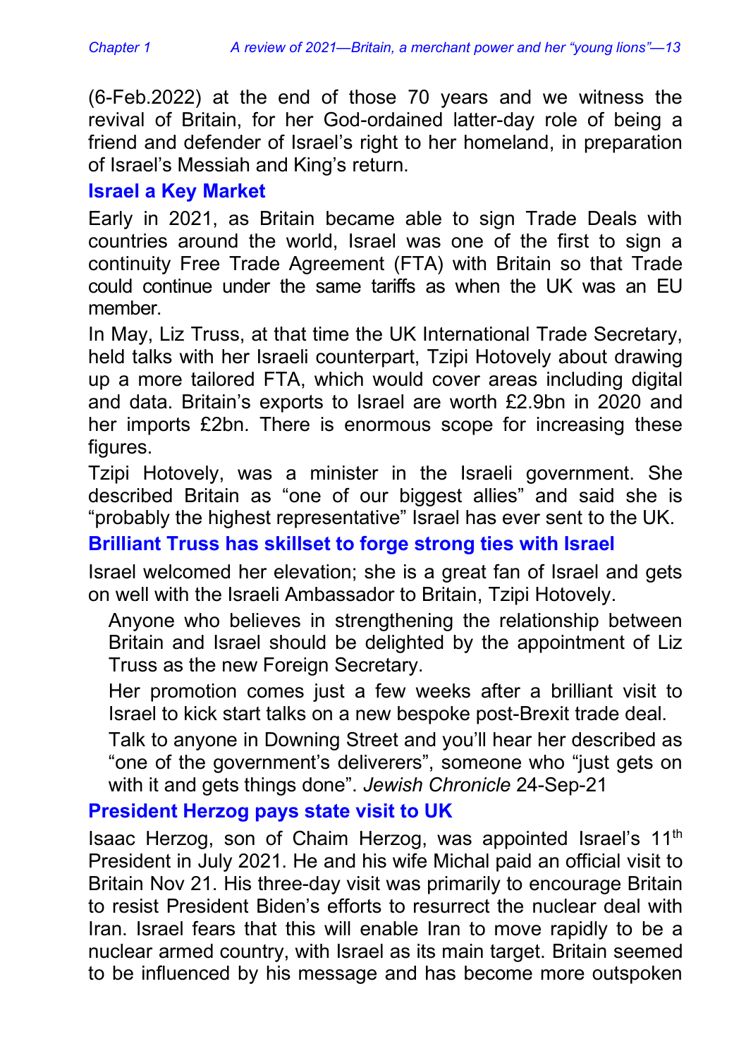(6-Feb.2022) at the end of those 70 years and we witness the revival of Britain, for her God-ordained latter-day role of being a friend and defender of Israel's right to her homeland, in preparation of Israel's Messiah and King's return.

## Israel a Key Market

Early in 2021, as Britain became able to sign Trade Deals with countries around the world, Israel was one of the first to sign a continuity Free Trade Agreement (FTA) with Britain so that Trade could continue under the same tariffs as when the UK was an EU member.

In May, Liz Truss, at that time the UK International Trade Secretary, held talks with her Israeli counterpart, Tzipi Hotovely about drawing up a more tailored FTA, which would cover areas including digital and data. Britain's exports to Israel are worth £2.9bn in 2020 and her imports £2bn. There is enormous scope for increasing these figures.

Tzipi Hotovely, was a minister in the Israeli government. She described Britain as "one of our biggest allies" and said she is "probably the highest representative" Israel has ever sent to the UK.

## Brilliant Truss has skillset to forge strong ties with Israel

Israel welcomed her elevation; she is a great fan of Israel and gets on well with the Israeli Ambassador to Britain, Tzipi Hotovely.

> Anyone who believes in strengthening the relationship between Britain and Israel should be delighted by the appointment of Liz Truss as the new Foreign Secretary.
>
> Her promotion comes just a few weeks after a brilliant visit to Israel to kick start talks on a new bespoke post-Brexit trade deal.
>
> Talk to anyone in Downing Street and you'll hear her described as "one of the government's deliverers", someone who "just gets on with it and gets things done". *Jewish Chronicle* 24-Sep-21

## President Herzog pays state visit to UK

Isaac Herzog, son of Chaim Herzog, was appointed Israel's 11th President in July 2021. He and his wife Michal paid an official visit to Britain Nov 21. His three-day visit was primarily to encourage Britain to resist President Biden's efforts to resurrect the nuclear deal with Iran. Israel fears that this will enable Iran to move rapidly to be a nuclear armed country, with Israel as its main target. Britain seemed to be influenced by his message and has become more outspoken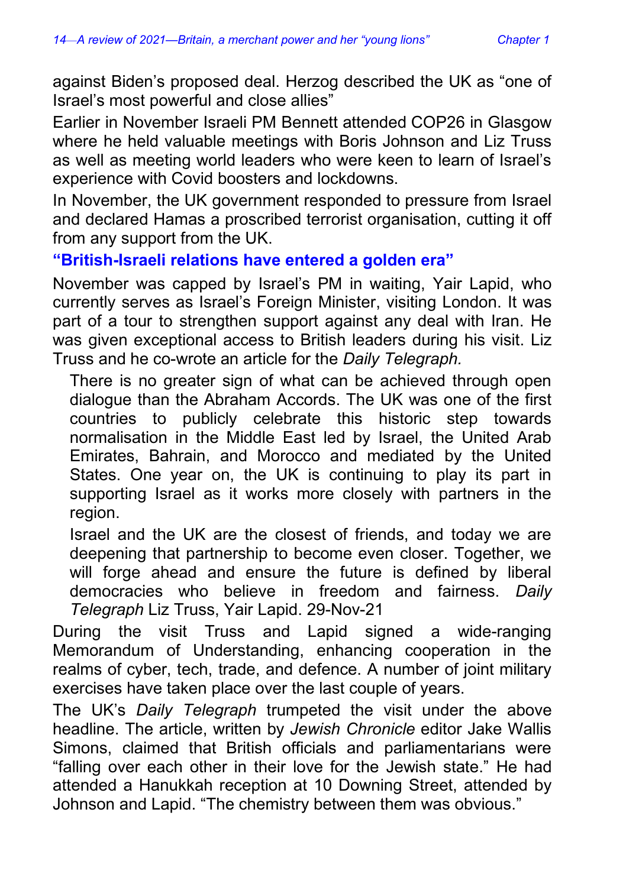against Biden's proposed deal. Herzog described the UK as "one of Israel's most powerful and close allies"

Earlier in November Israeli PM Bennett attended COP26 in Glasgow where he held valuable meetings with Boris Johnson and Liz Truss as well as meeting world leaders who were keen to learn of Israel's experience with Covid boosters and lockdowns.

In November, the UK government responded to pressure from Israel and declared Hamas a proscribed terrorist organisation, cutting it off from any support from the UK.

### "British-Israeli relations have entered a golden era"

November was capped by Israel's PM in waiting, Yair Lapid, who currently serves as Israel's Foreign Minister, visiting London. It was part of a tour to strengthen support against any deal with Iran. He was given exceptional access to British leaders during his visit. Liz Truss and he co-wrote an article for the *Daily Telegraph.*

> There is no greater sign of what can be achieved through open dialogue than the Abraham Accords. The UK was one of the first countries to publicly celebrate this historic step towards normalisation in the Middle East led by Israel, the United Arab Emirates, Bahrain, and Morocco and mediated by the United States. One year on, the UK is continuing to play its part in supporting Israel as it works more closely with partners in the region.
>
> Israel and the UK are the closest of friends, and today we are deepening that partnership to become even closer. Together, we will forge ahead and ensure the future is defined by liberal democracies who believe in freedom and fairness. *Daily Telegraph* Liz Truss, Yair Lapid. 29-Nov-21

During the visit Truss and Lapid signed a wide-ranging Memorandum of Understanding, enhancing cooperation in the realms of cyber, tech, trade, and defence. A number of joint military exercises have taken place over the last couple of years.

The UK's *Daily Telegraph* trumpeted the visit under the above headline. The article, written by *Jewish Chronicle* editor Jake Wallis Simons, claimed that British officials and parliamentarians were "falling over each other in their love for the Jewish state." He had attended a Hanukkah reception at 10 Downing Street, attended by Johnson and Lapid. "The chemistry between them was obvious."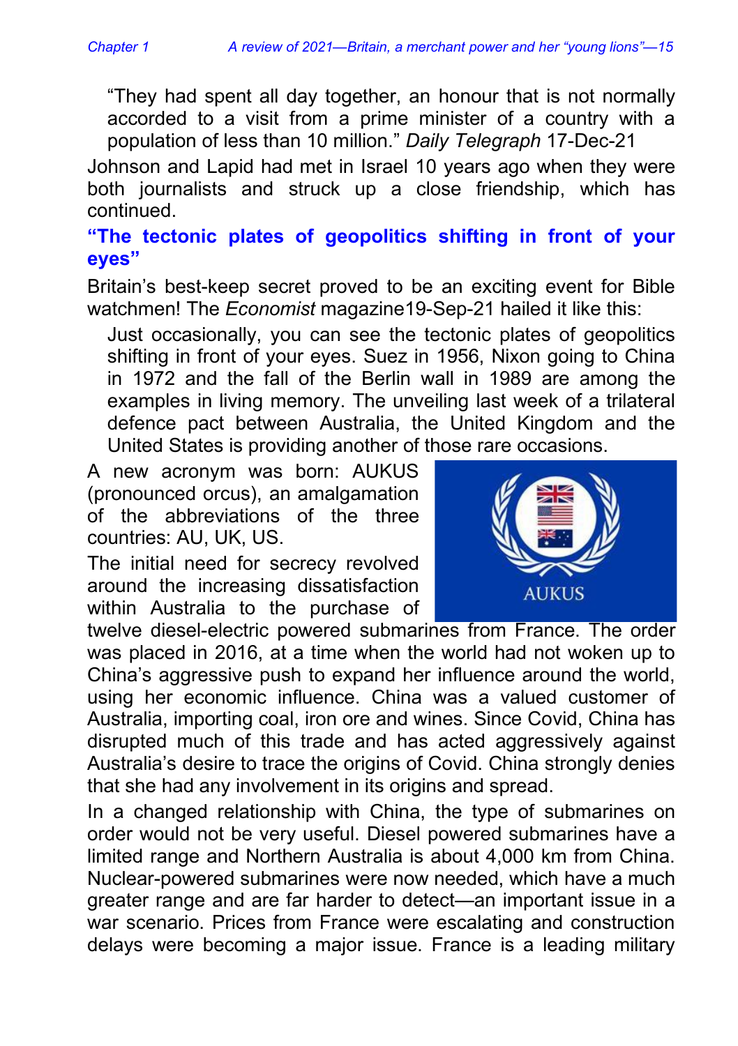> "They had spent all day together, an honour that is not normally accorded to a visit from a prime minister of a country with a population of less than 10 million." *Daily Telegraph* 17-Dec-21

Johnson and Lapid had met in Israel 10 years ago when they were both journalists and struck up a close friendship, which has continued.

## "The tectonic plates of geopolitics shifting in front of your eyes"

Britain's best-keep secret proved to be an exciting event for Bible watchmen! The *Economist* magazine19-Sep-21 hailed it like this:

> Just occasionally, you can see the tectonic plates of geopolitics shifting in front of your eyes. Suez in 1956, Nixon going to China in 1972 and the fall of the Berlin wall in 1989 are among the examples in living memory. The unveiling last week of a trilateral defence pact between Australia, the United Kingdom and the United States is providing another of those rare occasions.

A new acronym was born: AUKUS (pronounced orcus), an amalgamation of the abbreviations of the three countries: AU, UK, US.

The initial need for secrecy revolved around the increasing dissatisfaction within Australia to the purchase of twelve diesel-electric powered submarines from France. The order was placed in 2016, at a time when the world had not woken up to China's aggressive push to expand her influence around the world, using her economic influence. China was a valued customer of Australia, importing coal, iron ore and wines. Since Covid, China has disrupted much of this trade and has acted aggressively against Australia's desire to trace the origins of Covid. China strongly denies that she had any involvement in its origins and spread.

In a changed relationship with China, the type of submarines on order would not be very useful. Diesel powered submarines have a limited range and Northern Australia is about 4,000 km from China. Nuclear-powered submarines were now needed, which have a much greater range and are far harder to detect—an important issue in a war scenario. Prices from France were escalating and construction delays were becoming a major issue. France is a leading military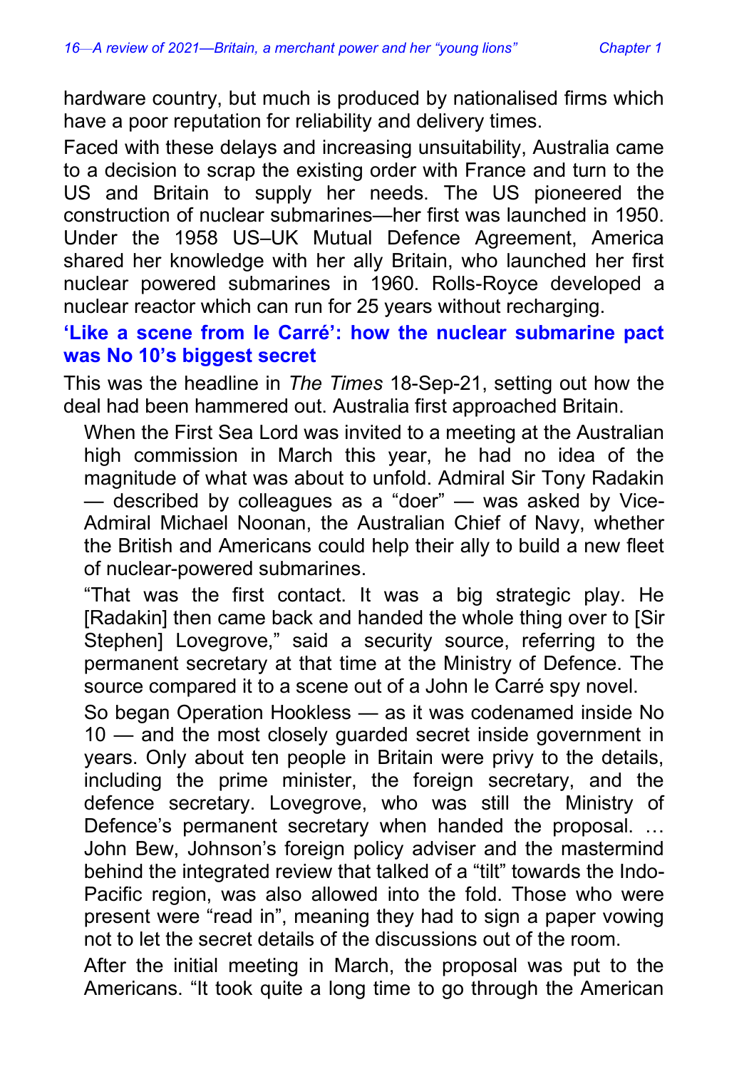hardware country, but much is produced by nationalised firms which have a poor reputation for reliability and delivery times.

Faced with these delays and increasing unsuitability, Australia came to a decision to scrap the existing order with France and turn to the US and Britain to supply her needs. The US pioneered the construction of nuclear submarines—her first was launched in 1950. Under the 1958 US–UK Mutual Defence Agreement, America shared her knowledge with her ally Britain, who launched her first nuclear powered submarines in 1960. Rolls-Royce developed a nuclear reactor which can run for 25 years without recharging.

### 'Like a scene from le Carré': how the nuclear submarine pact was No 10's biggest secret

This was the headline in *The Times* 18-Sep-21, setting out how the deal had been hammered out. Australia first approached Britain.

> When the First Sea Lord was invited to a meeting at the Australian high commission in March this year, he had no idea of the magnitude of what was about to unfold. Admiral Sir Tony Radakin — described by colleagues as a "doer" — was asked by Vice-Admiral Michael Noonan, the Australian Chief of Navy, whether the British and Americans could help their ally to build a new fleet of nuclear-powered submarines.
>
> "That was the first contact. It was a big strategic play. He [Radakin] then came back and handed the whole thing over to [Sir Stephen] Lovegrove," said a security source, referring to the permanent secretary at that time at the Ministry of Defence. The source compared it to a scene out of a John le Carré spy novel.
>
> So began Operation Hookless — as it was codenamed inside No 10 — and the most closely guarded secret inside government in years. Only about ten people in Britain were privy to the details, including the prime minister, the foreign secretary, and the defence secretary. Lovegrove, who was still the Ministry of Defence's permanent secretary when handed the proposal. … John Bew, Johnson's foreign policy adviser and the mastermind behind the integrated review that talked of a "tilt" towards the Indo-Pacific region, was also allowed into the fold. Those who were present were "read in", meaning they had to sign a paper vowing not to let the secret details of the discussions out of the room.
>
> After the initial meeting in March, the proposal was put to the Americans. "It took quite a long time to go through the American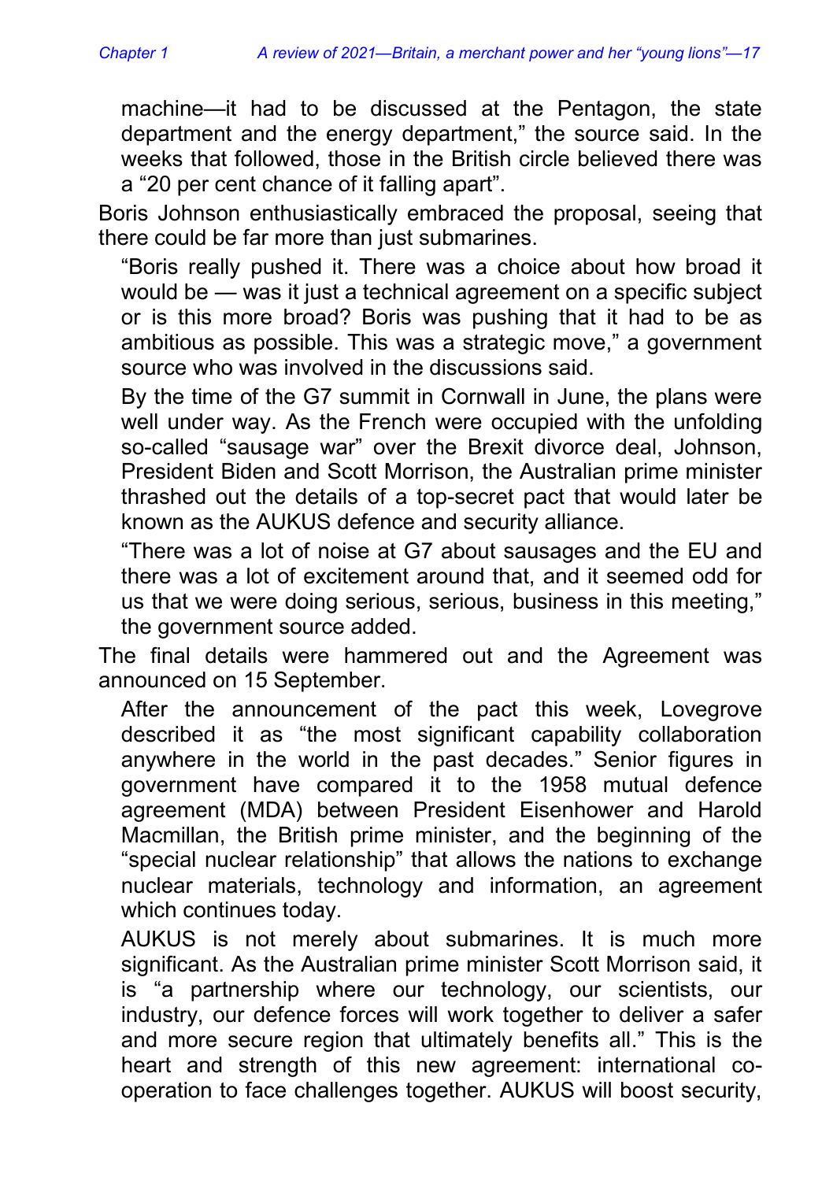> machine—it had to be discussed at the Pentagon, the state department and the energy department," the source said. In the weeks that followed, those in the British circle believed there was a "20 per cent chance of it falling apart".

Boris Johnson enthusiastically embraced the proposal, seeing that there could be far more than just submarines.

> "Boris really pushed it. There was a choice about how broad it would be — was it just a technical agreement on a specific subject or is this more broad? Boris was pushing that it had to be as ambitious as possible. This was a strategic move," a government source who was involved in the discussions said.
>
> By the time of the G7 summit in Cornwall in June, the plans were well under way. As the French were occupied with the unfolding so-called "sausage war" over the Brexit divorce deal, Johnson, President Biden and Scott Morrison, the Australian prime minister thrashed out the details of a top-secret pact that would later be known as the AUKUS defence and security alliance.
>
> "There was a lot of noise at G7 about sausages and the EU and there was a lot of excitement around that, and it seemed odd for us that we were doing serious, serious, business in this meeting," the government source added.

The final details were hammered out and the Agreement was announced on 15 September.

> After the announcement of the pact this week, Lovegrove described it as "the most significant capability collaboration anywhere in the world in the past decades." Senior figures in government have compared it to the 1958 mutual defence agreement (MDA) between President Eisenhower and Harold Macmillan, the British prime minister, and the beginning of the "special nuclear relationship" that allows the nations to exchange nuclear materials, technology and information, an agreement which continues today.
>
> AUKUS is not merely about submarines. It is much more significant. As the Australian prime minister Scott Morrison said, it is "a partnership where our technology, our scientists, our industry, our defence forces will work together to deliver a safer and more secure region that ultimately benefits all." This is the heart and strength of this new agreement: international co-operation to face challenges together. AUKUS will boost security,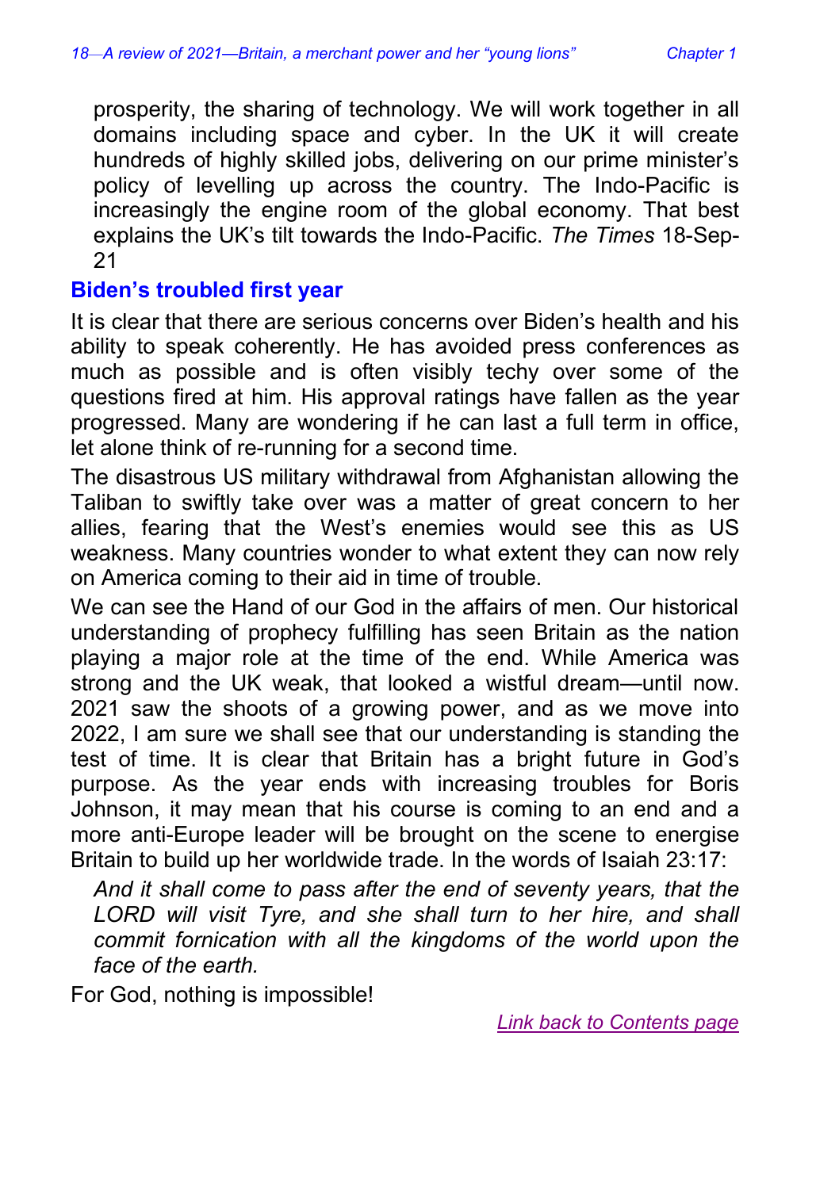prosperity, the sharing of technology. We will work together in all domains including space and cyber. In the UK it will create hundreds of highly skilled jobs, delivering on our prime minister's policy of levelling up across the country. The Indo-Pacific is increasingly the engine room of the global economy. That best explains the UK's tilt towards the Indo-Pacific. *The Times* 18-Sep-21

## Biden's troubled first year

It is clear that there are serious concerns over Biden's health and his ability to speak coherently. He has avoided press conferences as much as possible and is often visibly techy over some of the questions fired at him. His approval ratings have fallen as the year progressed. Many are wondering if he can last a full term in office, let alone think of re-running for a second time.

The disastrous US military withdrawal from Afghanistan allowing the Taliban to swiftly take over was a matter of great concern to her allies, fearing that the West's enemies would see this as US weakness. Many countries wonder to what extent they can now rely on America coming to their aid in time of trouble.

We can see the Hand of our God in the affairs of men. Our historical understanding of prophecy fulfilling has seen Britain as the nation playing a major role at the time of the end. While America was strong and the UK weak, that looked a wistful dream—until now. 2021 saw the shoots of a growing power, and as we move into 2022, I am sure we shall see that our understanding is standing the test of time. It is clear that Britain has a bright future in God's purpose. As the year ends with increasing troubles for Boris Johnson, it may mean that his course is coming to an end and a more anti-Europe leader will be brought on the scene to energise Britain to build up her worldwide trade. In the words of Isaiah 23:17:

> *And it shall come to pass after the end of seventy years, that the LORD will visit Tyre, and she shall turn to her hire, and shall commit fornication with all the kingdoms of the world upon the face of the earth.*

For God, nothing is impossible!

Link back to Contents page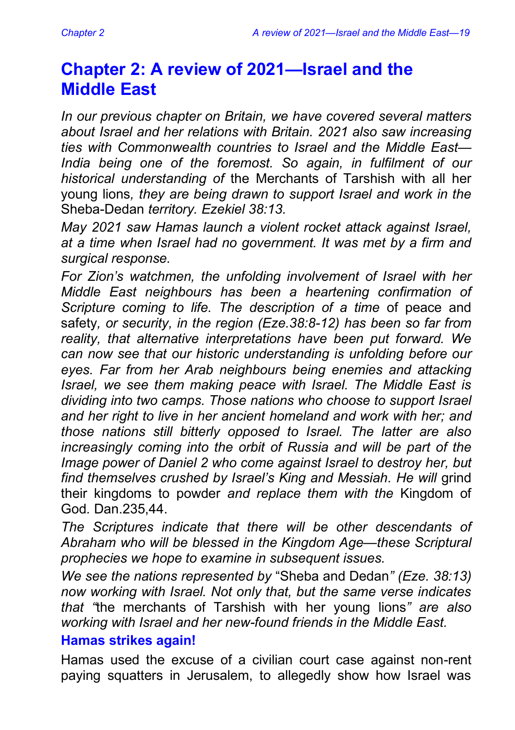# Chapter 2: A review of 2021—Israel and the Middle East

*In our previous chapter on Britain, we have covered several matters about Israel and her relations with Britain. 2021 also saw increasing ties with Commonwealth countries to Israel and the Middle East—India being one of the foremost. So again, in fulfilment of our historical understanding of* the Merchants of Tarshish with all her young lions*, they are being drawn to support Israel and work in the* Sheba-Dedan *territory. Ezekiel 38:13.*

*May 2021 saw Hamas launch a violent rocket attack against Israel, at a time when Israel had no government. It was met by a firm and surgical response.*

*For Zion's watchmen, the unfolding involvement of Israel with her Middle East neighbours has been a heartening confirmation of Scripture coming to life. The description of a time* of peace and safety*, or security, in the region (Eze.38:8-12) has been so far from reality, that alternative interpretations have been put forward. We can now see that our historic understanding is unfolding before our eyes. Far from her Arab neighbours being enemies and attacking Israel, we see them making peace with Israel. The Middle East is dividing into two camps. Those nations who choose to support Israel and her right to live in her ancient homeland and work with her; and those nations still bitterly opposed to Israel. The latter are also increasingly coming into the orbit of Russia and will be part of the Image power of Daniel 2 who come against Israel to destroy her, but find themselves crushed by Israel's King and Messiah. He will* grind their kingdoms to powder *and replace them with the* Kingdom of God*.* Dan.235,44.

*The Scriptures indicate that there will be other descendants of Abraham who will be blessed in the Kingdom Age—these Scriptural prophecies we hope to examine in subsequent issues.*

*We see the nations represented by* "Sheba and Dedan*" (Eze. 38:13) now working with Israel. Not only that, but the same verse indicates that "*the merchants of Tarshish with her young lions*" are also working with Israel and her new-found friends in the Middle East.*

## Hamas strikes again!

Hamas used the excuse of a civilian court case against non-rent paying squatters in Jerusalem, to allegedly show how Israel was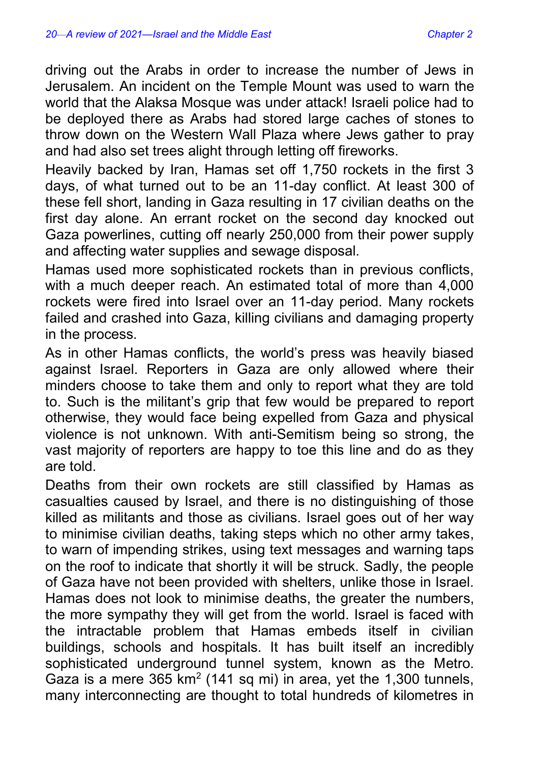driving out the Arabs in order to increase the number of Jews in Jerusalem. An incident on the Temple Mount was used to warn the world that the Alaksa Mosque was under attack! Israeli police had to be deployed there as Arabs had stored large caches of stones to throw down on the Western Wall Plaza where Jews gather to pray and had also set trees alight through letting off fireworks.

Heavily backed by Iran, Hamas set off 1,750 rockets in the first 3 days, of what turned out to be an 11-day conflict. At least 300 of these fell short, landing in Gaza resulting in 17 civilian deaths on the first day alone. An errant rocket on the second day knocked out Gaza powerlines, cutting off nearly 250,000 from their power supply and affecting water supplies and sewage disposal.

Hamas used more sophisticated rockets than in previous conflicts, with a much deeper reach. An estimated total of more than 4,000 rockets were fired into Israel over an 11-day period. Many rockets failed and crashed into Gaza, killing civilians and damaging property in the process.

As in other Hamas conflicts, the world's press was heavily biased against Israel. Reporters in Gaza are only allowed where their minders choose to take them and only to report what they are told to. Such is the militant's grip that few would be prepared to report otherwise, they would face being expelled from Gaza and physical violence is not unknown. With anti-Semitism being so strong, the vast majority of reporters are happy to toe this line and do as they are told.

Deaths from their own rockets are still classified by Hamas as casualties caused by Israel, and there is no distinguishing of those killed as militants and those as civilians. Israel goes out of her way to minimise civilian deaths, taking steps which no other army takes, to warn of impending strikes, using text messages and warning taps on the roof to indicate that shortly it will be struck. Sadly, the people of Gaza have not been provided with shelters, unlike those in Israel. Hamas does not look to minimise deaths, the greater the numbers, the more sympathy they will get from the world. Israel is faced with the intractable problem that Hamas embeds itself in civilian buildings, schools and hospitals. It has built itself an incredibly sophisticated underground tunnel system, known as the Metro. Gaza is a mere 365 km$^2$ (141 sq mi) in area, yet the 1,300 tunnels, many interconnecting are thought to total hundreds of kilometres in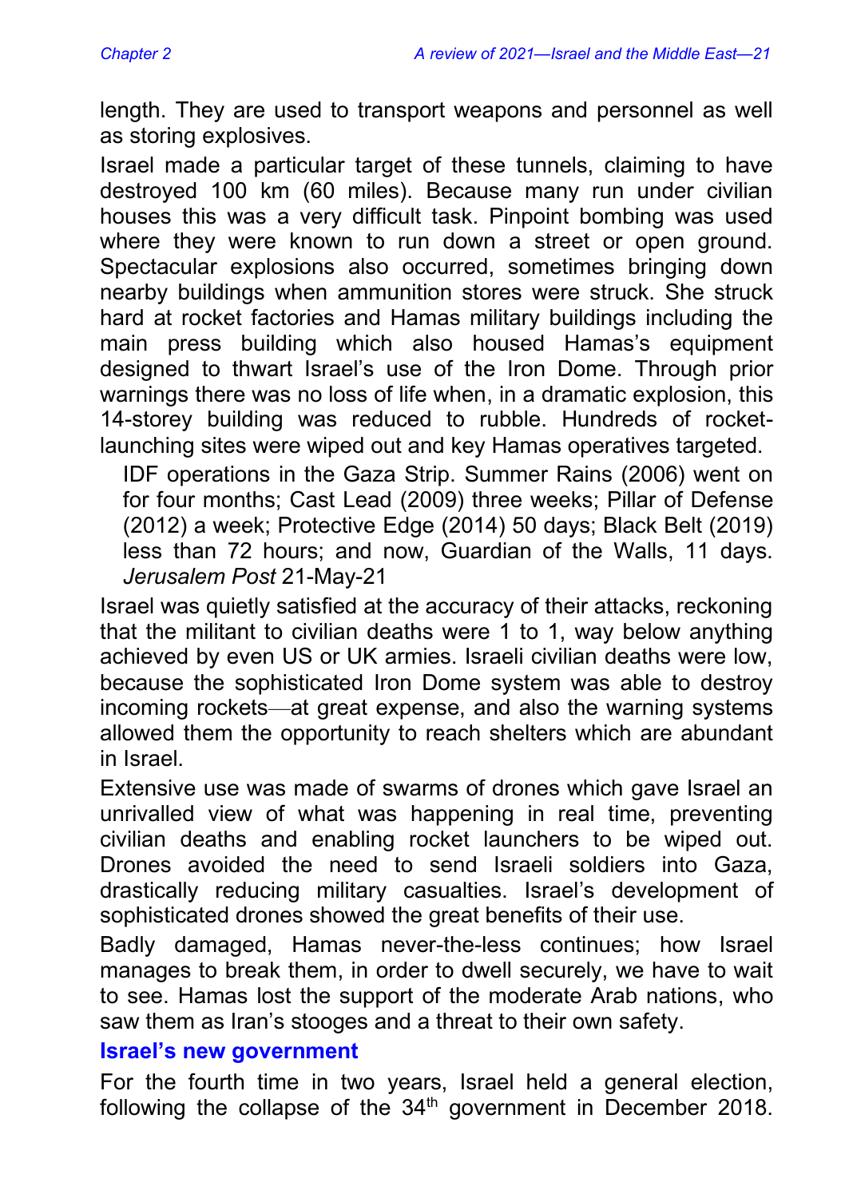length. They are used to transport weapons and personnel as well as storing explosives.

Israel made a particular target of these tunnels, claiming to have destroyed 100 km (60 miles). Because many run under civilian houses this was a very difficult task. Pinpoint bombing was used where they were known to run down a street or open ground. Spectacular explosions also occurred, sometimes bringing down nearby buildings when ammunition stores were struck. She struck hard at rocket factories and Hamas military buildings including the main press building which also housed Hamas's equipment designed to thwart Israel's use of the Iron Dome. Through prior warnings there was no loss of life when, in a dramatic explosion, this 14-storey building was reduced to rubble. Hundreds of rocket-launching sites were wiped out and key Hamas operatives targeted.

> IDF operations in the Gaza Strip. Summer Rains (2006) went on for four months; Cast Lead (2009) three weeks; Pillar of Defense (2012) a week; Protective Edge (2014) 50 days; Black Belt (2019) less than 72 hours; and now, Guardian of the Walls, 11 days. *Jerusalem Post* 21-May-21

Israel was quietly satisfied at the accuracy of their attacks, reckoning that the militant to civilian deaths were 1 to 1, way below anything achieved by even US or UK armies. Israeli civilian deaths were low, because the sophisticated Iron Dome system was able to destroy incoming rockets—at great expense, and also the warning systems allowed them the opportunity to reach shelters which are abundant in Israel.

Extensive use was made of swarms of drones which gave Israel an unrivalled view of what was happening in real time, preventing civilian deaths and enabling rocket launchers to be wiped out. Drones avoided the need to send Israeli soldiers into Gaza, drastically reducing military casualties. Israel's development of sophisticated drones showed the great benefits of their use.

Badly damaged, Hamas never-the-less continues; how Israel manages to break them, in order to dwell securely, we have to wait to see. Hamas lost the support of the moderate Arab nations, who saw them as Iran's stooges and a threat to their own safety.

## Israel's new government

For the fourth time in two years, Israel held a general election, following the collapse of the 34th government in December 2018.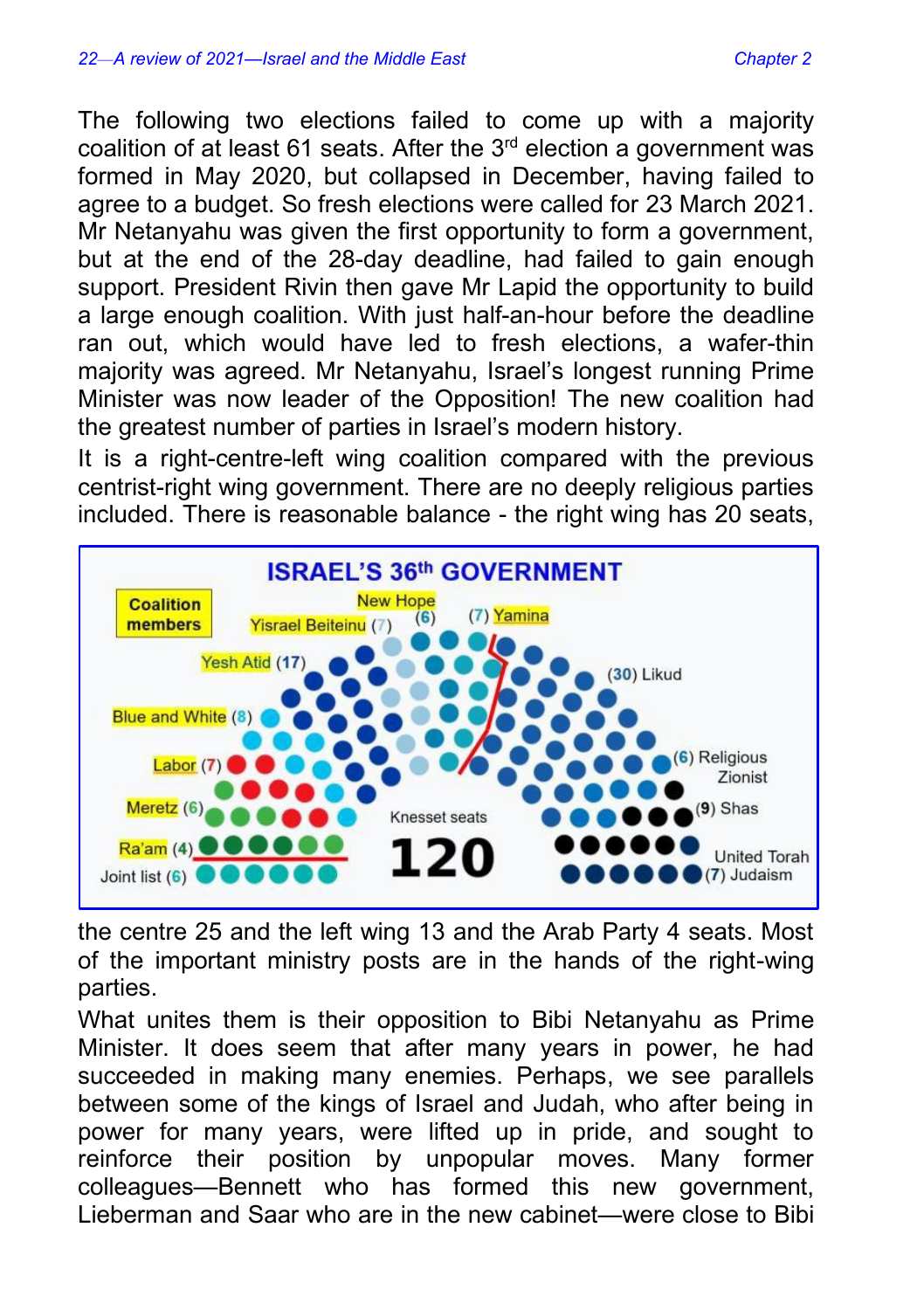The following two elections failed to come up with a majority coalition of at least 61 seats. After the 3rd election a government was formed in May 2020, but collapsed in December, having failed to agree to a budget. So fresh elections were called for 23 March 2021. Mr Netanyahu was given the first opportunity to form a government, but at the end of the 28-day deadline, had failed to gain enough support. President Rivin then gave Mr Lapid the opportunity to build a large enough coalition. With just half-an-hour before the deadline ran out, which would have led to fresh elections, a wafer-thin majority was agreed. Mr Netanyahu, Israel's longest running Prime Minister was now leader of the Opposition! The new coalition had the greatest number of parties in Israel's modern history.

It is a right-centre-left wing coalition compared with the previous centrist-right wing government. There are no deeply religious parties included. There is reasonable balance - the right wing has 20 seats, the centre 25 and the left wing 13 and the Arab Party 4 seats. Most of the important ministry posts are in the hands of the right-wing parties.

**ISRAEL'S 36th GOVERNMENT**

What unites them is their opposition to Bibi Netanyahu as Prime Minister. It does seem that after many years in power, he had succeeded in making many enemies. Perhaps, we see parallels between some of the kings of Israel and Judah, who after being in power for many years, were lifted up in pride, and sought to reinforce their position by unpopular moves. Many former colleagues—Bennett who has formed this new government, Lieberman and Saar who are in the new cabinet—were close to Bibi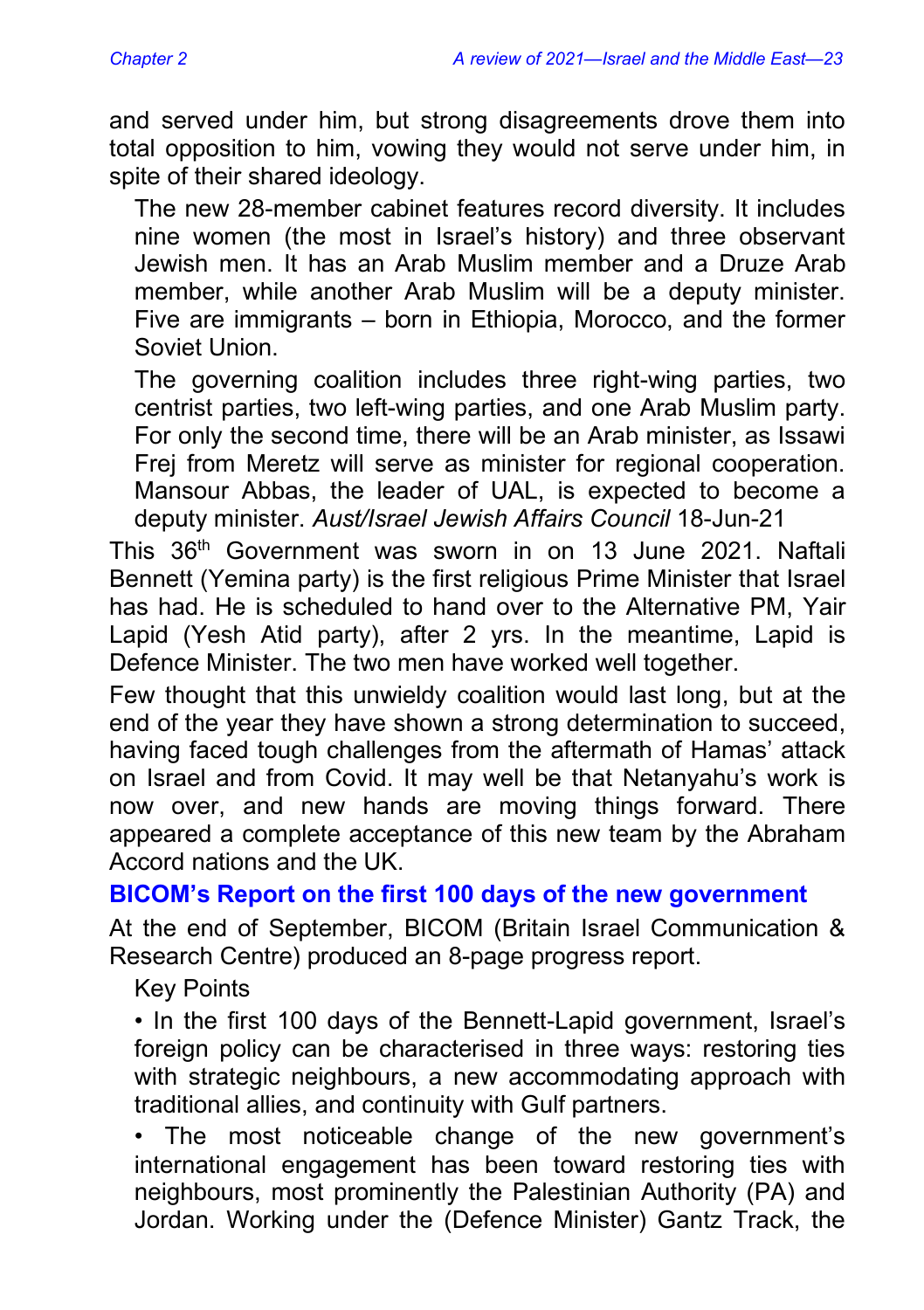and served under him, but strong disagreements drove them into total opposition to him, vowing they would not serve under him, in spite of their shared ideology.

> The new 28-member cabinet features record diversity. It includes nine women (the most in Israel's history) and three observant Jewish men. It has an Arab Muslim member and a Druze Arab member, while another Arab Muslim will be a deputy minister. Five are immigrants – born in Ethiopia, Morocco, and the former Soviet Union.
>
> The governing coalition includes three right-wing parties, two centrist parties, two left-wing parties, and one Arab Muslim party. For only the second time, there will be an Arab minister, as Issawi Frej from Meretz will serve as minister for regional cooperation. Mansour Abbas, the leader of UAL, is expected to become a deputy minister. *Aust/Israel Jewish Affairs Council* 18-Jun-21

This 36th Government was sworn in on 13 June 2021. Naftali Bennett (Yemina party) is the first religious Prime Minister that Israel has had. He is scheduled to hand over to the Alternative PM, Yair Lapid (Yesh Atid party), after 2 yrs. In the meantime, Lapid is Defence Minister. The two men have worked well together.

Few thought that this unwieldy coalition would last long, but at the end of the year they have shown a strong determination to succeed, having faced tough challenges from the aftermath of Hamas' attack on Israel and from Covid. It may well be that Netanyahu's work is now over, and new hands are moving things forward. There appeared a complete acceptance of this new team by the Abraham Accord nations and the UK.

### BICOM's Report on the first 100 days of the new government

At the end of September, BICOM (Britain Israel Communication & Research Centre) produced an 8-page progress report.

> Key Points
>
> • In the first 100 days of the Bennett-Lapid government, Israel's foreign policy can be characterised in three ways: restoring ties with strategic neighbours, a new accommodating approach with traditional allies, and continuity with Gulf partners.
>
> • The most noticeable change of the new government's international engagement has been toward restoring ties with neighbours, most prominently the Palestinian Authority (PA) and Jordan. Working under the (Defence Minister) Gantz Track, the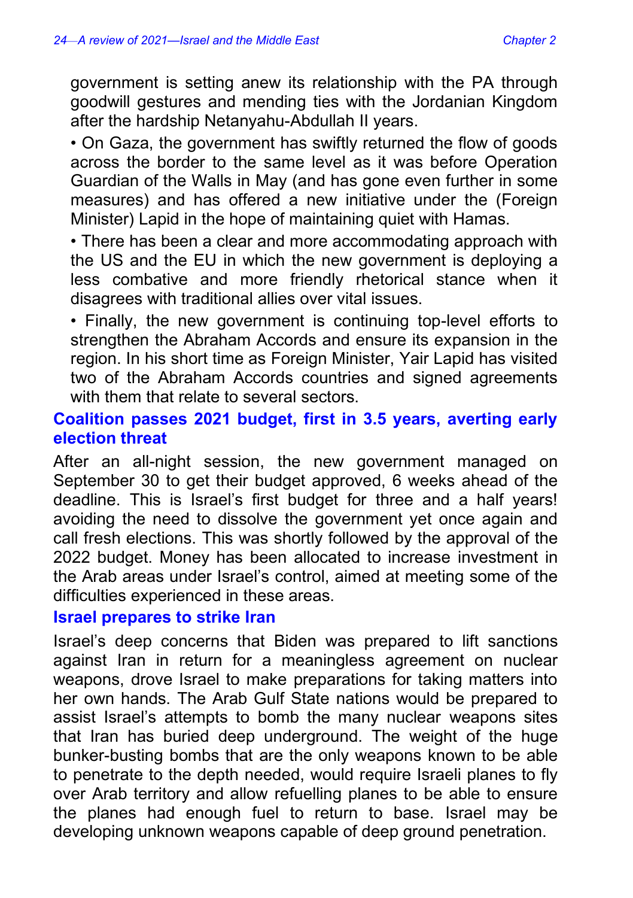government is setting anew its relationship with the PA through goodwill gestures and mending ties with the Jordanian Kingdom after the hardship Netanyahu-Abdullah II years.

• On Gaza, the government has swiftly returned the flow of goods across the border to the same level as it was before Operation Guardian of the Walls in May (and has gone even further in some measures) and has offered a new initiative under the (Foreign Minister) Lapid in the hope of maintaining quiet with Hamas.

• There has been a clear and more accommodating approach with the US and the EU in which the new government is deploying a less combative and more friendly rhetorical stance when it disagrees with traditional allies over vital issues.

• Finally, the new government is continuing top-level efforts to strengthen the Abraham Accords and ensure its expansion in the region. In his short time as Foreign Minister, Yair Lapid has visited two of the Abraham Accords countries and signed agreements with them that relate to several sectors.

## Coalition passes 2021 budget, first in 3.5 years, averting early election threat

After an all-night session, the new government managed on September 30 to get their budget approved, 6 weeks ahead of the deadline. This is Israel's first budget for three and a half years! avoiding the need to dissolve the government yet once again and call fresh elections. This was shortly followed by the approval of the 2022 budget. Money has been allocated to increase investment in the Arab areas under Israel's control, aimed at meeting some of the difficulties experienced in these areas.

## Israel prepares to strike Iran

Israel's deep concerns that Biden was prepared to lift sanctions against Iran in return for a meaningless agreement on nuclear weapons, drove Israel to make preparations for taking matters into her own hands. The Arab Gulf State nations would be prepared to assist Israel's attempts to bomb the many nuclear weapons sites that Iran has buried deep underground. The weight of the huge bunker-busting bombs that are the only weapons known to be able to penetrate to the depth needed, would require Israeli planes to fly over Arab territory and allow refuelling planes to be able to ensure the planes had enough fuel to return to base. Israel may be developing unknown weapons capable of deep ground penetration.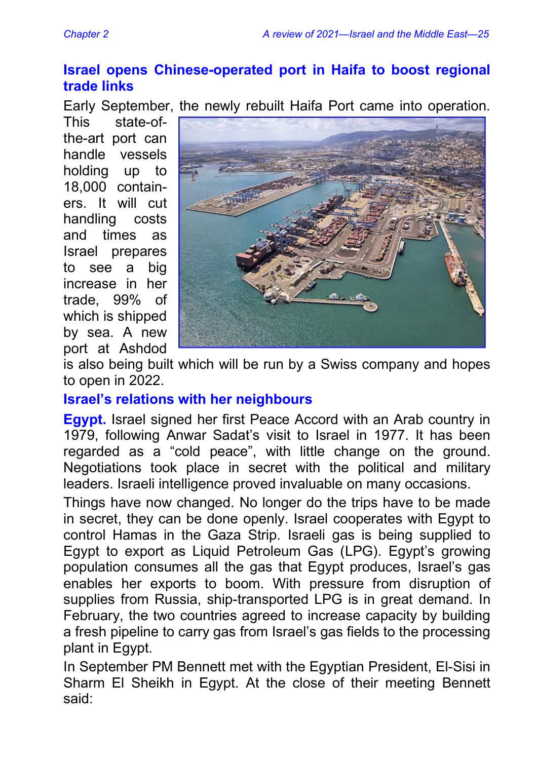## Israel opens Chinese-operated port in Haifa to boost regional trade links

Early September, the newly rebuilt Haifa Port came into operation. This state-of-the-art port can handle vessels holding up to 18,000 containers. It will cut handling costs and times as Israel prepares to see a big increase in her trade, 99% of which is shipped by sea. A new port at Ashdod is also being built which will be run by a Swiss company and hopes to open in 2022.

## Israel's relations with her neighbours

**Egypt.** Israel signed her first Peace Accord with an Arab country in 1979, following Anwar Sadat's visit to Israel in 1977. It has been regarded as a "cold peace", with little change on the ground. Negotiations took place in secret with the political and military leaders. Israeli intelligence proved invaluable on many occasions.

Things have now changed. No longer do the trips have to be made in secret, they can be done openly. Israel cooperates with Egypt to control Hamas in the Gaza Strip. Israeli gas is being supplied to Egypt to export as Liquid Petroleum Gas (LPG). Egypt's growing population consumes all the gas that Egypt produces, Israel's gas enables her exports to boom. With pressure from disruption of supplies from Russia, ship-transported LPG is in great demand. In February, the two countries agreed to increase capacity by building a fresh pipeline to carry gas from Israel's gas fields to the processing plant in Egypt.

In September PM Bennett met with the Egyptian President, El-Sisi in Sharm El Sheikh in Egypt. At the close of their meeting Bennett said: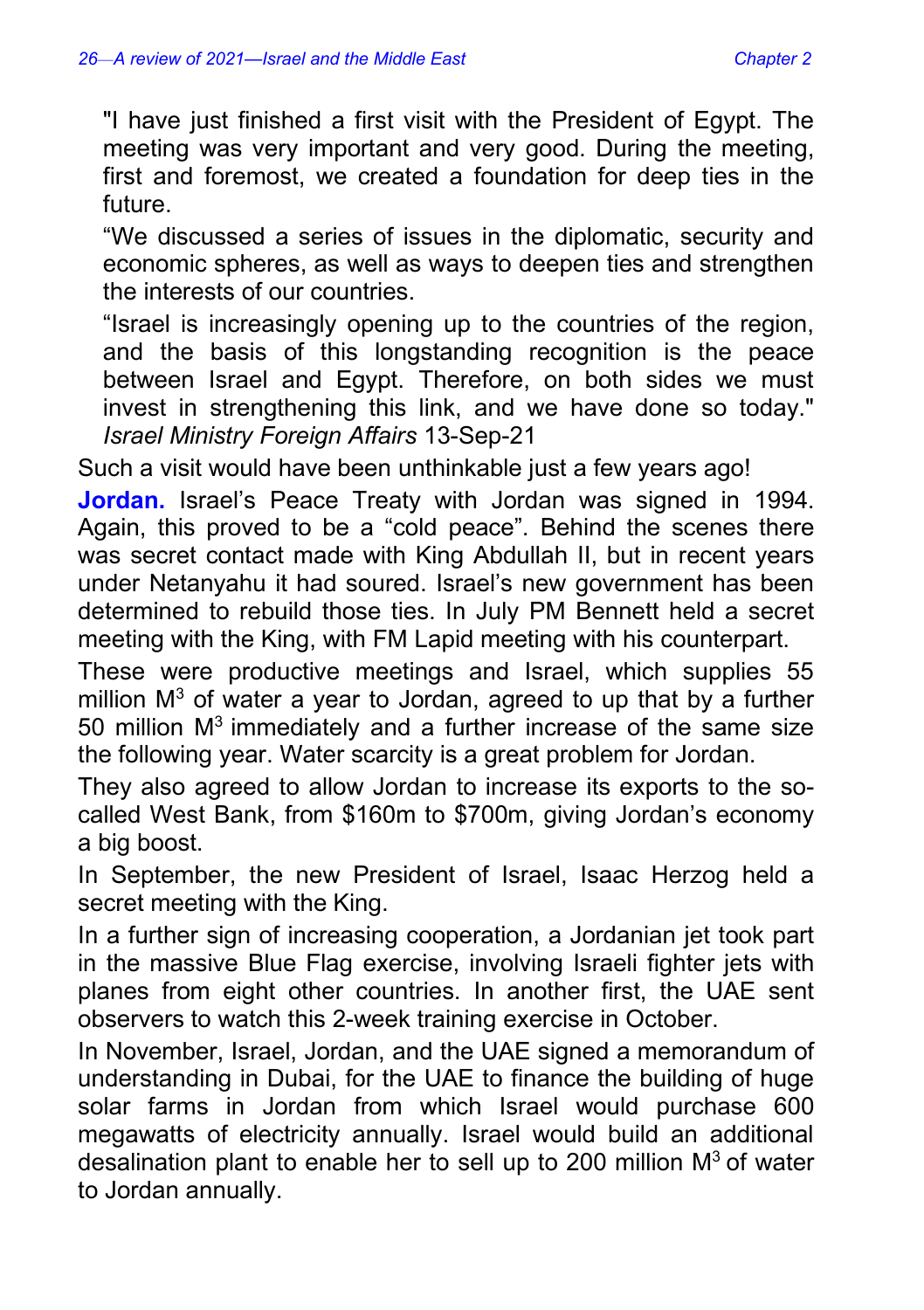"I have just finished a first visit with the President of Egypt. The meeting was very important and very good. During the meeting, first and foremost, we created a foundation for deep ties in the future.

"We discussed a series of issues in the diplomatic, security and economic spheres, as well as ways to deepen ties and strengthen the interests of our countries.

"Israel is increasingly opening up to the countries of the region, and the basis of this longstanding recognition is the peace between Israel and Egypt. Therefore, on both sides we must invest in strengthening this link, and we have done so today." *Israel Ministry Foreign Affairs* 13-Sep-21

Such a visit would have been unthinkable just a few years ago!

**Jordan.** Israel's Peace Treaty with Jordan was signed in 1994. Again, this proved to be a "cold peace". Behind the scenes there was secret contact made with King Abdullah II, but in recent years under Netanyahu it had soured. Israel's new government has been determined to rebuild those ties. In July PM Bennett held a secret meeting with the King, with FM Lapid meeting with his counterpart.

These were productive meetings and Israel, which supplies 55 million $M^3$ of water a year to Jordan, agreed to up that by a further 50 million $M^3$ immediately and a further increase of the same size the following year. Water scarcity is a great problem for Jordan.

They also agreed to allow Jordan to increase its exports to the so-called West Bank, from $160m to $700m, giving Jordan's economy a big boost.

In September, the new President of Israel, Isaac Herzog held a secret meeting with the King.

In a further sign of increasing cooperation, a Jordanian jet took part in the massive Blue Flag exercise, involving Israeli fighter jets with planes from eight other countries. In another first, the UAE sent observers to watch this 2-week training exercise in October.

In November, Israel, Jordan, and the UAE signed a memorandum of understanding in Dubai, for the UAE to finance the building of huge solar farms in Jordan from which Israel would purchase 600 megawatts of electricity annually. Israel would build an additional desalination plant to enable her to sell up to 200 million $M^3$ of water to Jordan annually.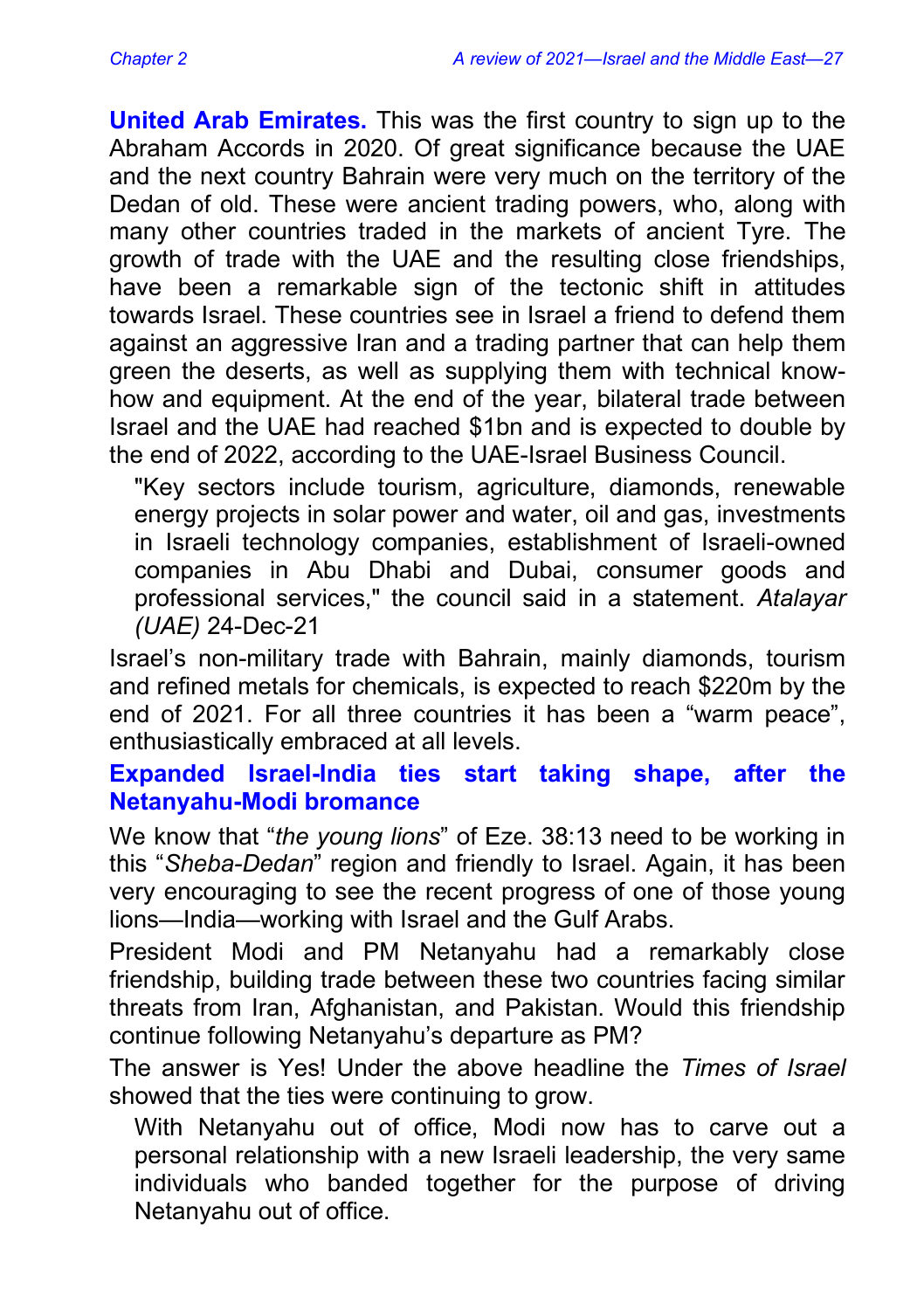**United Arab Emirates.** This was the first country to sign up to the Abraham Accords in 2020. Of great significance because the UAE and the next country Bahrain were very much on the territory of the Dedan of old. These were ancient trading powers, who, along with many other countries traded in the markets of ancient Tyre. The growth of trade with the UAE and the resulting close friendships, have been a remarkable sign of the tectonic shift in attitudes towards Israel. These countries see in Israel a friend to defend them against an aggressive Iran and a trading partner that can help them green the deserts, as well as supplying them with technical know-how and equipment. At the end of the year, bilateral trade between Israel and the UAE had reached $1bn and is expected to double by the end of 2022, according to the UAE-Israel Business Council.

> "Key sectors include tourism, agriculture, diamonds, renewable energy projects in solar power and water, oil and gas, investments in Israeli technology companies, establishment of Israeli-owned companies in Abu Dhabi and Dubai, consumer goods and professional services," the council said in a statement. *Atalayar (UAE)* 24-Dec-21

Israel's non-military trade with Bahrain, mainly diamonds, tourism and refined metals for chemicals, is expected to reach $220m by the end of 2021. For all three countries it has been a "warm peace", enthusiastically embraced at all levels.

## Expanded Israel-India ties start taking shape, after the Netanyahu-Modi bromance

We know that "*the young lions*" of Eze. 38:13 need to be working in this "*Sheba-Dedan*" region and friendly to Israel. Again, it has been very encouraging to see the recent progress of one of those young lions—India—working with Israel and the Gulf Arabs.

President Modi and PM Netanyahu had a remarkably close friendship, building trade between these two countries facing similar threats from Iran, Afghanistan, and Pakistan. Would this friendship continue following Netanyahu's departure as PM?

The answer is Yes! Under the above headline the *Times of Israel* showed that the ties were continuing to grow.

> With Netanyahu out of office, Modi now has to carve out a personal relationship with a new Israeli leadership, the very same individuals who banded together for the purpose of driving Netanyahu out of office.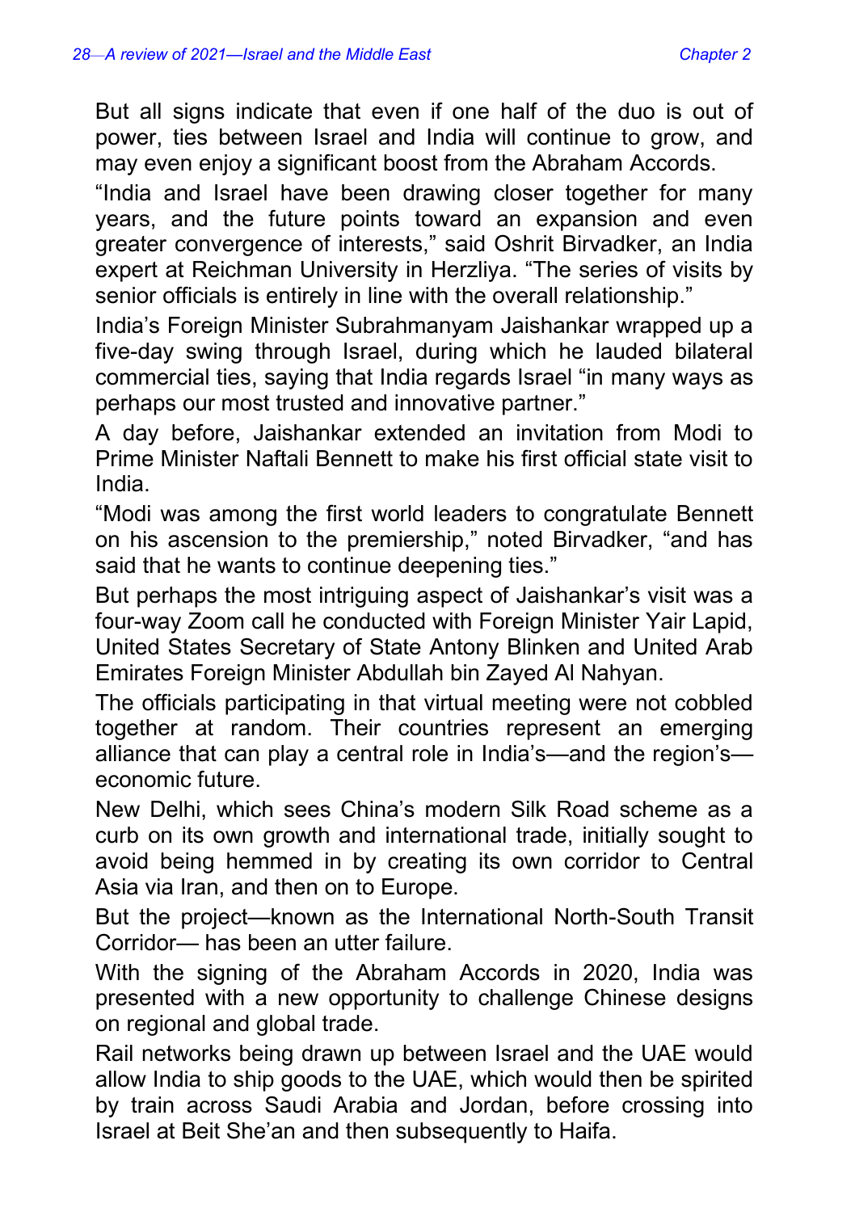But all signs indicate that even if one half of the duo is out of power, ties between Israel and India will continue to grow, and may even enjoy a significant boost from the Abraham Accords.

"India and Israel have been drawing closer together for many years, and the future points toward an expansion and even greater convergence of interests," said Oshrit Birvadker, an India expert at Reichman University in Herzliya. "The series of visits by senior officials is entirely in line with the overall relationship."

India's Foreign Minister Subrahmanyam Jaishankar wrapped up a five-day swing through Israel, during which he lauded bilateral commercial ties, saying that India regards Israel "in many ways as perhaps our most trusted and innovative partner."

A day before, Jaishankar extended an invitation from Modi to Prime Minister Naftali Bennett to make his first official state visit to India.

"Modi was among the first world leaders to congratulate Bennett on his ascension to the premiership," noted Birvadker, "and has said that he wants to continue deepening ties."

But perhaps the most intriguing aspect of Jaishankar's visit was a four-way Zoom call he conducted with Foreign Minister Yair Lapid, United States Secretary of State Antony Blinken and United Arab Emirates Foreign Minister Abdullah bin Zayed Al Nahyan.

The officials participating in that virtual meeting were not cobbled together at random. Their countries represent an emerging alliance that can play a central role in India's—and the region's—economic future.

New Delhi, which sees China's modern Silk Road scheme as a curb on its own growth and international trade, initially sought to avoid being hemmed in by creating its own corridor to Central Asia via Iran, and then on to Europe.

But the project—known as the International North-South Transit Corridor— has been an utter failure.

With the signing of the Abraham Accords in 2020, India was presented with a new opportunity to challenge Chinese designs on regional and global trade.

Rail networks being drawn up between Israel and the UAE would allow India to ship goods to the UAE, which would then be spirited by train across Saudi Arabia and Jordan, before crossing into Israel at Beit She'an and then subsequently to Haifa.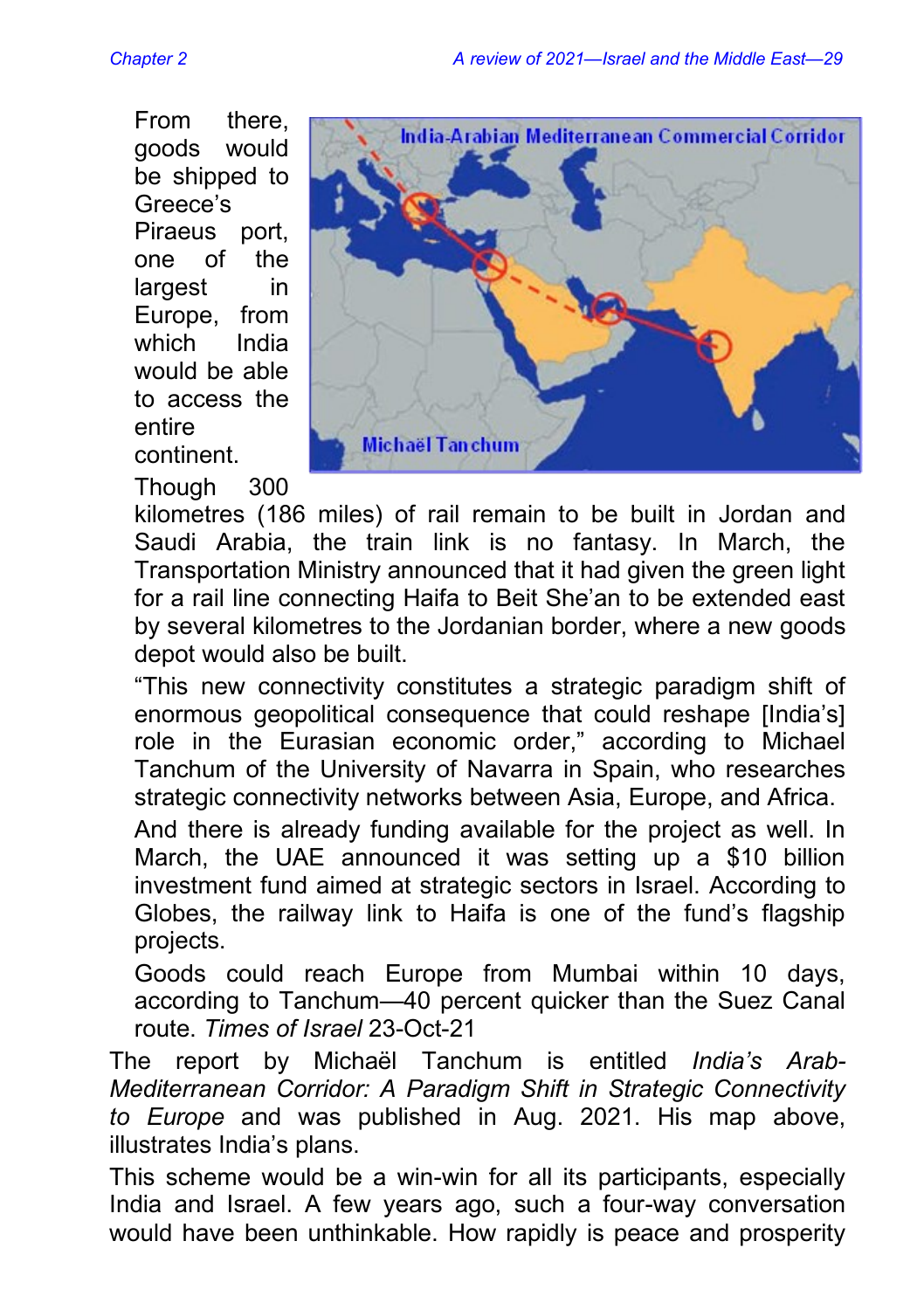From there, goods would be shipped to Greece's Piraeus port, one of the largest in Europe, from which India would be able to access the entire continent.

Though 300 kilometres (186 miles) of rail remain to be built in Jordan and Saudi Arabia, the train link is no fantasy. In March, the Transportation Ministry announced that it had given the green light for a rail line connecting Haifa to Beit She'an to be extended east by several kilometres to the Jordanian border, where a new goods depot would also be built.

"This new connectivity constitutes a strategic paradigm shift of enormous geopolitical consequence that could reshape [India's] role in the Eurasian economic order," according to Michael Tanchum of the University of Navarra in Spain, who researches strategic connectivity networks between Asia, Europe, and Africa.

And there is already funding available for the project as well. In March, the UAE announced it was setting up a $10 billion investment fund aimed at strategic sectors in Israel. According to Globes, the railway link to Haifa is one of the fund's flagship projects.

Goods could reach Europe from Mumbai within 10 days, according to Tanchum—40 percent quicker than the Suez Canal route. *Times of Israel* 23-Oct-21

The report by Michaël Tanchum is entitled *India's Arab-Mediterranean Corridor: A Paradigm Shift in Strategic Connectivity to Europe* and was published in Aug. 2021. His map above, illustrates India's plans.

This scheme would be a win-win for all its participants, especially India and Israel. A few years ago, such a four-way conversation would have been unthinkable. How rapidly is peace and prosperity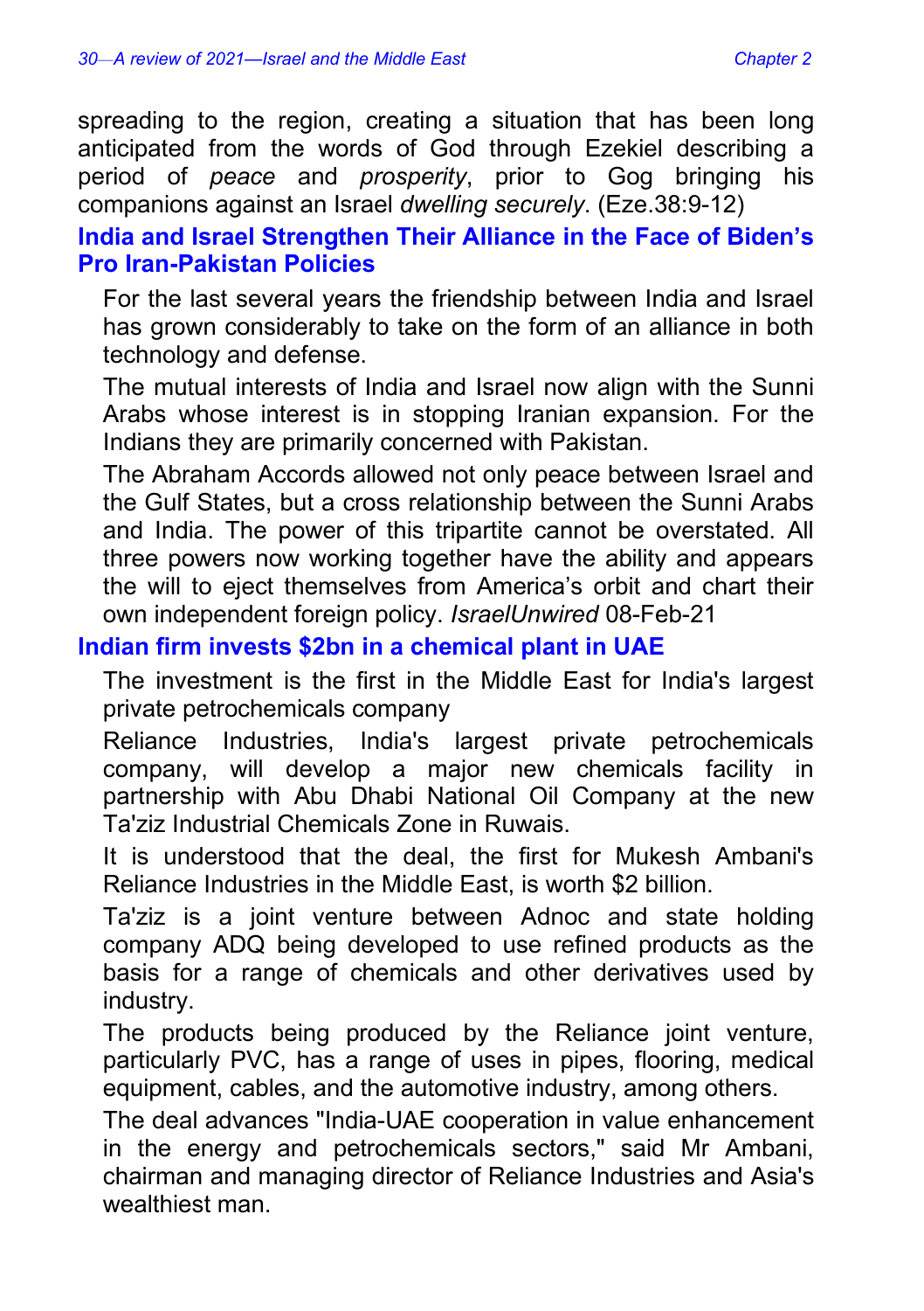spreading to the region, creating a situation that has been long anticipated from the words of God through Ezekiel describing a period of *peace* and *prosperity*, prior to Gog bringing his companions against an Israel *dwelling securely*. (Eze.38:9-12)

## India and Israel Strengthen Their Alliance in the Face of Biden's Pro Iran-Pakistan Policies

For the last several years the friendship between India and Israel has grown considerably to take on the form of an alliance in both technology and defense.

The mutual interests of India and Israel now align with the Sunni Arabs whose interest is in stopping Iranian expansion. For the Indians they are primarily concerned with Pakistan.

The Abraham Accords allowed not only peace between Israel and the Gulf States, but a cross relationship between the Sunni Arabs and India. The power of this tripartite cannot be overstated. All three powers now working together have the ability and appears the will to eject themselves from America's orbit and chart their own independent foreign policy. *IsraelUnwired* 08-Feb-21

## Indian firm invests $2bn in a chemical plant in UAE

The investment is the first in the Middle East for India's largest private petrochemicals company

Reliance Industries, India's largest private petrochemicals company, will develop a major new chemicals facility in partnership with Abu Dhabi National Oil Company at the new Ta'ziz Industrial Chemicals Zone in Ruwais.

It is understood that the deal, the first for Mukesh Ambani's Reliance Industries in the Middle East, is worth $2 billion.

Ta'ziz is a joint venture between Adnoc and state holding company ADQ being developed to use refined products as the basis for a range of chemicals and other derivatives used by industry.

The products being produced by the Reliance joint venture, particularly PVC, has a range of uses in pipes, flooring, medical equipment, cables, and the automotive industry, among others.

The deal advances "India-UAE cooperation in value enhancement in the energy and petrochemicals sectors," said Mr Ambani, chairman and managing director of Reliance Industries and Asia's wealthiest man.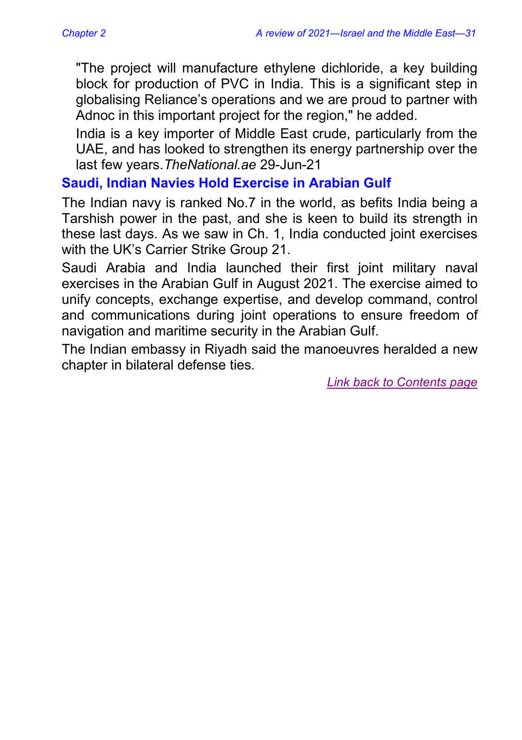"The project will manufacture ethylene dichloride, a key building block for production of PVC in India. This is a significant step in globalising Reliance's operations and we are proud to partner with Adnoc in this important project for the region," he added.

India is a key importer of Middle East crude, particularly from the UAE, and has looked to strengthen its energy partnership over the last few years. *TheNational.ae* 29-Jun-21

## Saudi, Indian Navies Hold Exercise in Arabian Gulf

The Indian navy is ranked No.7 in the world, as befits India being a Tarshish power in the past, and she is keen to build its strength in these last days. As we saw in Ch. 1, India conducted joint exercises with the UK's Carrier Strike Group 21.

Saudi Arabia and India launched their first joint military naval exercises in the Arabian Gulf in August 2021. The exercise aimed to unify concepts, exchange expertise, and develop command, control and communications during joint operations to ensure freedom of navigation and maritime security in the Arabian Gulf.

The Indian embassy in Riyadh said the manoeuvres heralded a new chapter in bilateral defense ties.

Link back to Contents page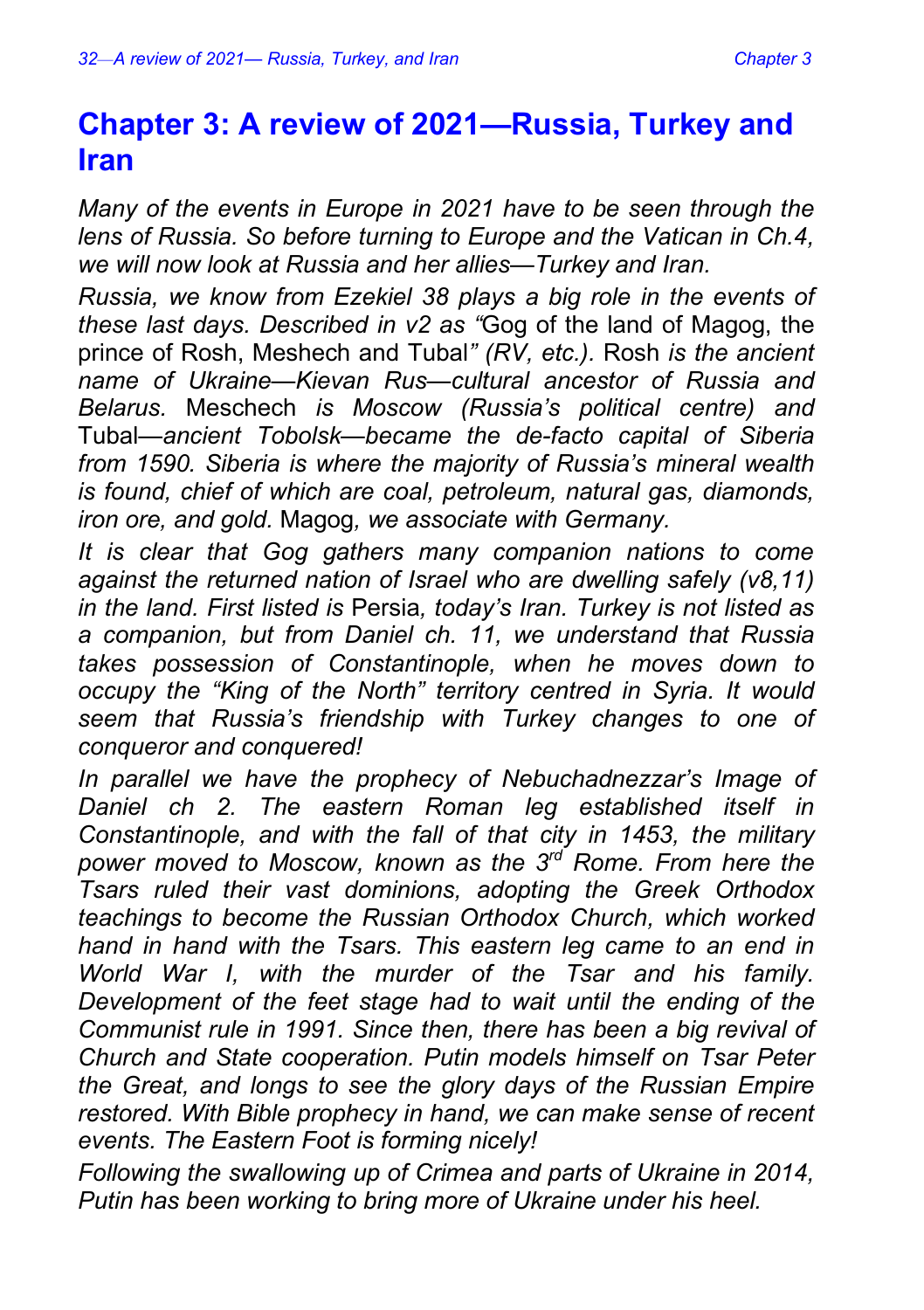# Chapter 3: A review of 2021—Russia, Turkey and Iran

*Many of the events in Europe in 2021 have to be seen through the lens of Russia. So before turning to Europe and the Vatican in Ch.4, we will now look at Russia and her allies—Turkey and Iran.*

*Russia, we know from Ezekiel 38 plays a big role in the events of these last days. Described in v2 as "*Gog of the land of Magog, the prince of Rosh, Meshech and Tubal*" (RV, etc.).* Rosh *is the ancient name of Ukraine—Kievan Rus—cultural ancestor of Russia and Belarus.* Meschech *is Moscow (Russia's political centre) and* Tubal*—ancient Tobolsk—became the de-facto capital of Siberia from 1590. Siberia is where the majority of Russia's mineral wealth is found, chief of which are coal, petroleum, natural gas, diamonds, iron ore, and gold.* Magog*, we associate with Germany.*

*It is clear that Gog gathers many companion nations to come against the returned nation of Israel who are dwelling safely (v8,11) in the land. First listed is* Persia*, today's Iran. Turkey is not listed as a companion, but from Daniel ch. 11, we understand that Russia takes possession of Constantinople, when he moves down to occupy the "King of the North" territory centred in Syria. It would seem that Russia's friendship with Turkey changes to one of conqueror and conquered!*

*In parallel we have the prophecy of Nebuchadnezzar's Image of Daniel ch 2. The eastern Roman leg established itself in Constantinople, and with the fall of that city in 1453, the military power moved to Moscow, known as the 3rd Rome. From here the Tsars ruled their vast dominions, adopting the Greek Orthodox teachings to become the Russian Orthodox Church, which worked hand in hand with the Tsars. This eastern leg came to an end in World War I, with the murder of the Tsar and his family. Development of the feet stage had to wait until the ending of the Communist rule in 1991. Since then, there has been a big revival of Church and State cooperation. Putin models himself on Tsar Peter the Great, and longs to see the glory days of the Russian Empire restored. With Bible prophecy in hand, we can make sense of recent events. The Eastern Foot is forming nicely!*

*Following the swallowing up of Crimea and parts of Ukraine in 2014, Putin has been working to bring more of Ukraine under his heel.*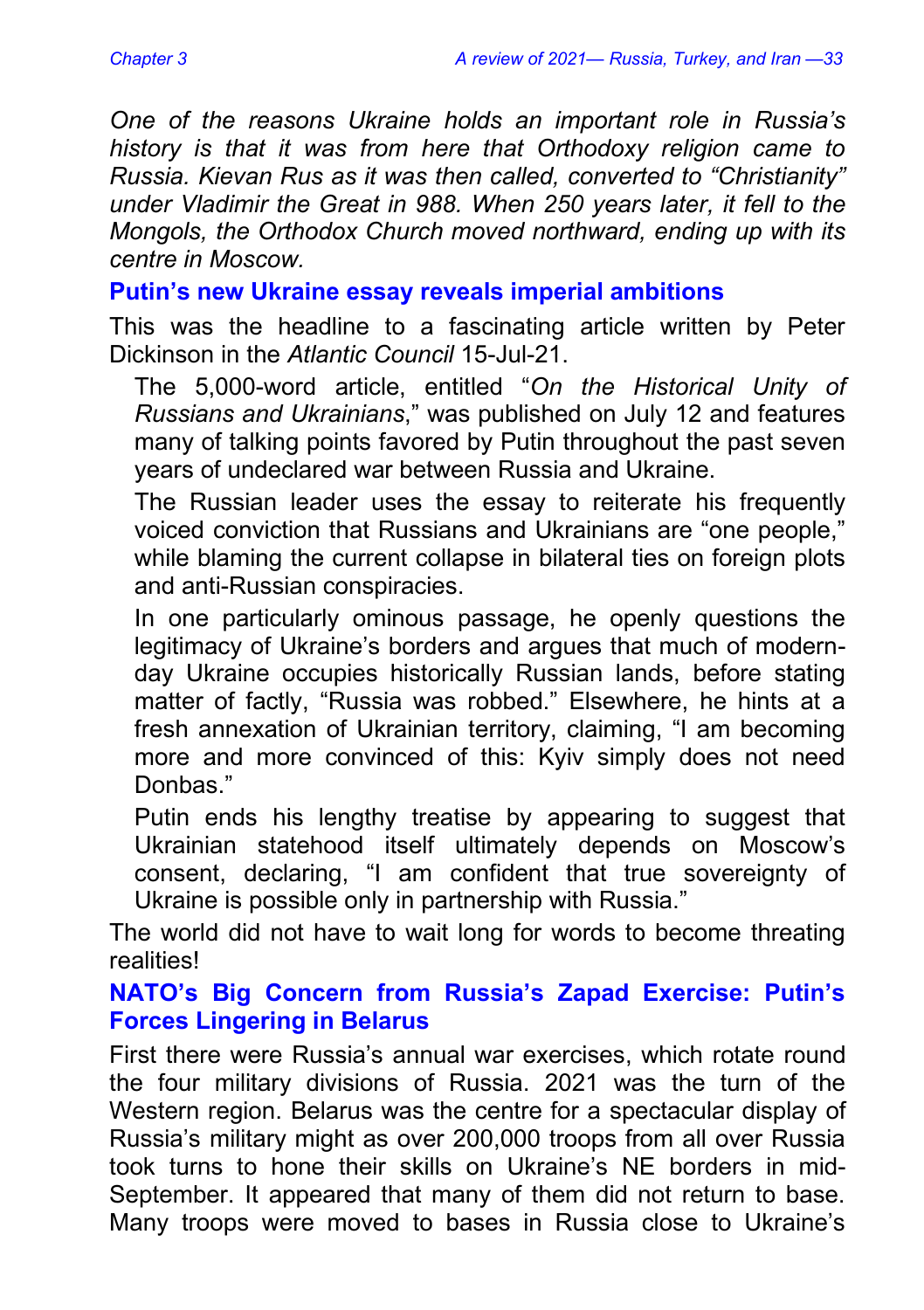*One of the reasons Ukraine holds an important role in Russia's history is that it was from here that Orthodoxy religion came to Russia. Kievan Rus as it was then called, converted to "Christianity" under Vladimir the Great in 988. When 250 years later, it fell to the Mongols, the Orthodox Church moved northward, ending up with its centre in Moscow.*

### Putin's new Ukraine essay reveals imperial ambitions

This was the headline to a fascinating article written by Peter Dickinson in the *Atlantic Council* 15-Jul-21.

> The 5,000-word article, entitled "*On the Historical Unity of Russians and Ukrainians*," was published on July 12 and features many of talking points favored by Putin throughout the past seven years of undeclared war between Russia and Ukraine.
>
> The Russian leader uses the essay to reiterate his frequently voiced conviction that Russians and Ukrainians are "one people," while blaming the current collapse in bilateral ties on foreign plots and anti-Russian conspiracies.
>
> In one particularly ominous passage, he openly questions the legitimacy of Ukraine's borders and argues that much of modern-day Ukraine occupies historically Russian lands, before stating matter of factly, "Russia was robbed." Elsewhere, he hints at a fresh annexation of Ukrainian territory, claiming, "I am becoming more and more convinced of this: Kyiv simply does not need Donbas."
>
> Putin ends his lengthy treatise by appearing to suggest that Ukrainian statehood itself ultimately depends on Moscow's consent, declaring, "I am confident that true sovereignty of Ukraine is possible only in partnership with Russia."

The world did not have to wait long for words to become threating realities!

### NATO's Big Concern from Russia's Zapad Exercise: Putin's Forces Lingering in Belarus

First there were Russia's annual war exercises, which rotate round the four military divisions of Russia. 2021 was the turn of the Western region. Belarus was the centre for a spectacular display of Russia's military might as over 200,000 troops from all over Russia took turns to hone their skills on Ukraine's NE borders in mid-September. It appeared that many of them did not return to base. Many troops were moved to bases in Russia close to Ukraine's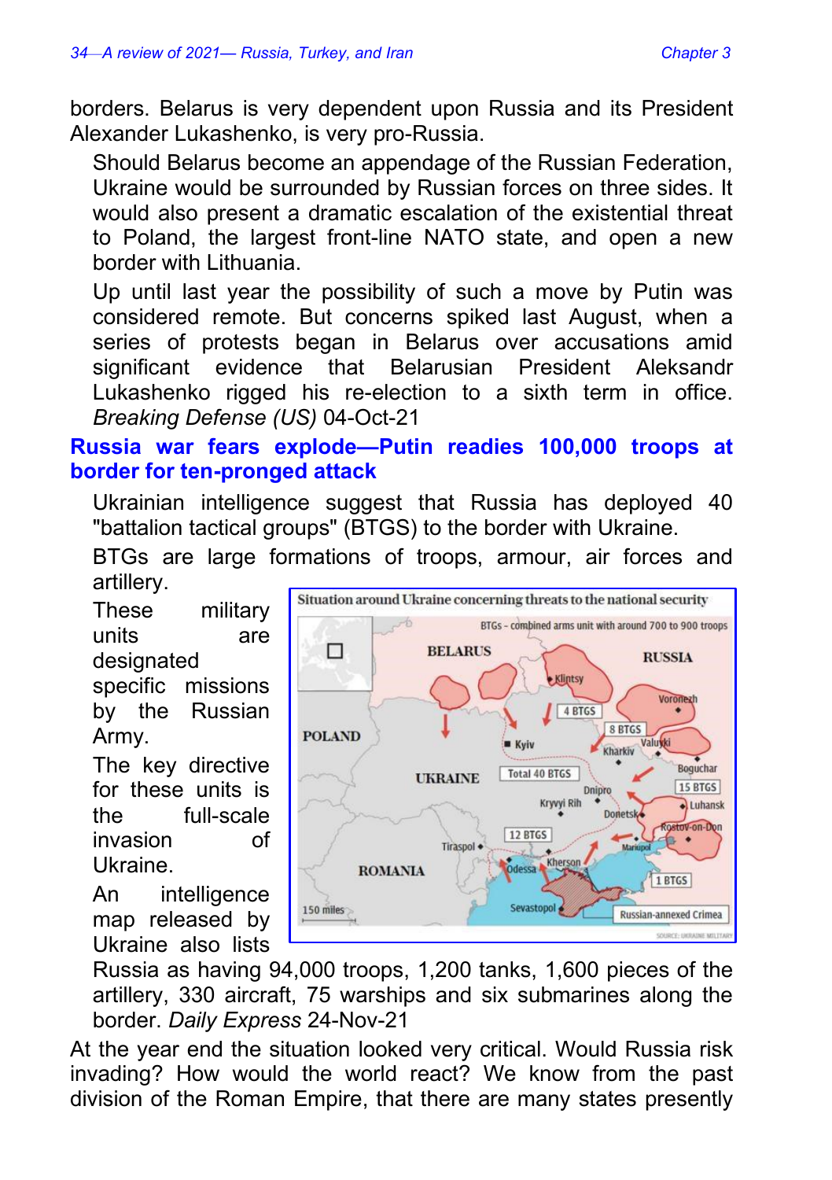borders. Belarus is very dependent upon Russia and its President Alexander Lukashenko, is very pro-Russia.

Should Belarus become an appendage of the Russian Federation, Ukraine would be surrounded by Russian forces on three sides. It would also present a dramatic escalation of the existential threat to Poland, the largest front-line NATO state, and open a new border with Lithuania.

Up until last year the possibility of such a move by Putin was considered remote. But concerns spiked last August, when a series of protests began in Belarus over accusations amid significant evidence that Belarusian President Aleksandr Lukashenko rigged his re-election to a sixth term in office. *Breaking Defense (US)* 04-Oct-21

## Russia war fears explode—Putin readies 100,000 troops at border for ten-pronged attack

Ukrainian intelligence suggest that Russia has deployed 40 "battalion tactical groups" (BTGS) to the border with Ukraine.

BTGs are large formations of troops, armour, air forces and artillery.

These military units are designated specific missions by the Russian Army.

The key directive for these units is the full-scale invasion of Ukraine.

An intelligence map released by Ukraine also lists Russia as having 94,000 troops, 1,200 tanks, 1,600 pieces of the artillery, 330 aircraft, 75 warships and six submarines along the border. *Daily Express* 24-Nov-21

At the year end the situation looked very critical. Would Russia risk invading? How would the world react? We know from the past division of the Roman Empire, that there are many states presently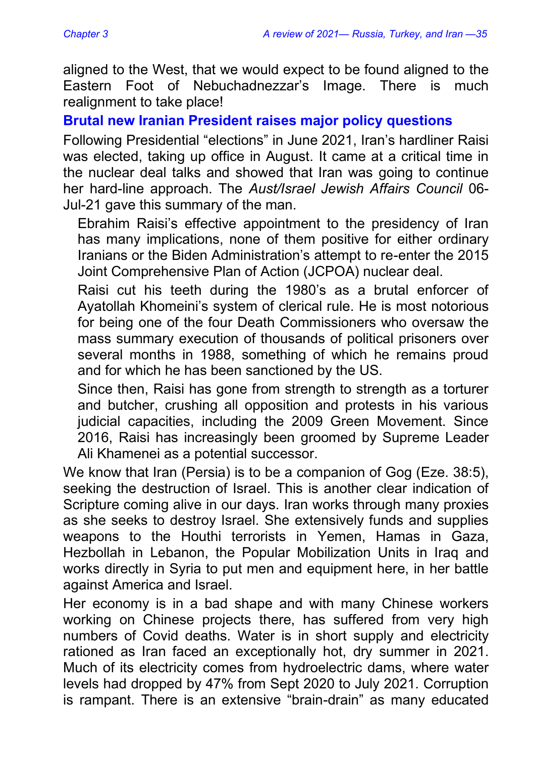aligned to the West, that we would expect to be found aligned to the Eastern Foot of Nebuchadnezzar's Image. There is much realignment to take place!

## Brutal new Iranian President raises major policy questions

Following Presidential "elections" in June 2021, Iran's hardliner Raisi was elected, taking up office in August. It came at a critical time in the nuclear deal talks and showed that Iran was going to continue her hard-line approach. The *Aust/Israel Jewish Affairs Council* 06-Jul-21 gave this summary of the man.

> Ebrahim Raisi's effective appointment to the presidency of Iran has many implications, none of them positive for either ordinary Iranians or the Biden Administration's attempt to re-enter the 2015 Joint Comprehensive Plan of Action (JCPOA) nuclear deal.
>
> Raisi cut his teeth during the 1980's as a brutal enforcer of Ayatollah Khomeini's system of clerical rule. He is most notorious for being one of the four Death Commissioners who oversaw the mass summary execution of thousands of political prisoners over several months in 1988, something of which he remains proud and for which he has been sanctioned by the US.
>
> Since then, Raisi has gone from strength to strength as a torturer and butcher, crushing all opposition and protests in his various judicial capacities, including the 2009 Green Movement. Since 2016, Raisi has increasingly been groomed by Supreme Leader Ali Khamenei as a potential successor.

We know that Iran (Persia) is to be a companion of Gog (Eze. 38:5), seeking the destruction of Israel. This is another clear indication of Scripture coming alive in our days. Iran works through many proxies as she seeks to destroy Israel. She extensively funds and supplies weapons to the Houthi terrorists in Yemen, Hamas in Gaza, Hezbollah in Lebanon, the Popular Mobilization Units in Iraq and works directly in Syria to put men and equipment here, in her battle against America and Israel.

Her economy is in a bad shape and with many Chinese workers working on Chinese projects there, has suffered from very high numbers of Covid deaths. Water is in short supply and electricity rationed as Iran faced an exceptionally hot, dry summer in 2021. Much of its electricity comes from hydroelectric dams, where water levels had dropped by 47% from Sept 2020 to July 2021. Corruption is rampant. There is an extensive "brain-drain" as many educated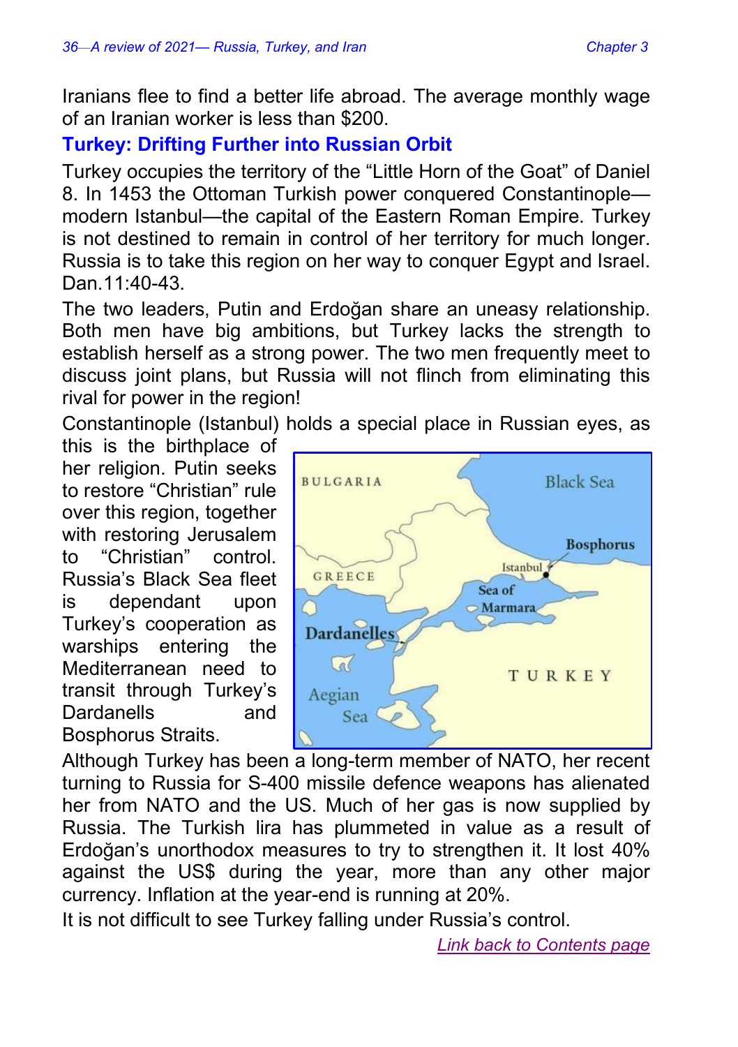Iranians flee to find a better life abroad. The average monthly wage of an Iranian worker is less than $200.

## Turkey: Drifting Further into Russian Orbit

Turkey occupies the territory of the “Little Horn of the Goat” of Daniel 8. In 1453 the Ottoman Turkish power conquered Constantinople—modern Istanbul—the capital of the Eastern Roman Empire. Turkey is not destined to remain in control of her territory for much longer. Russia is to take this region on her way to conquer Egypt and Israel. Dan.11:40-43.

The two leaders, Putin and Erdoğan share an uneasy relationship. Both men have big ambitions, but Turkey lacks the strength to establish herself as a strong power. The two men frequently meet to discuss joint plans, but Russia will not flinch from eliminating this rival for power in the region!

Constantinople (Istanbul) holds a special place in Russian eyes, as this is the birthplace of her religion. Putin seeks to restore “Christian” rule over this region, together with restoring Jerusalem to “Christian” control. Russia’s Black Sea fleet is dependant upon Turkey’s cooperation as warships entering the Mediterranean need to transit through Turkey’s Dardanells and Bosphorus Straits.

Although Turkey has been a long-term member of NATO, her recent turning to Russia for S-400 missile defence weapons has alienated her from NATO and the US. Much of her gas is now supplied by Russia. The Turkish lira has plummeted in value as a result of Erdoğan’s unorthodox measures to try to strengthen it. It lost 40% against the US$ during the year, more than any other major currency. Inflation at the year-end is running at 20%.

It is not difficult to see Turkey falling under Russia’s control.

*Link back to Contents page*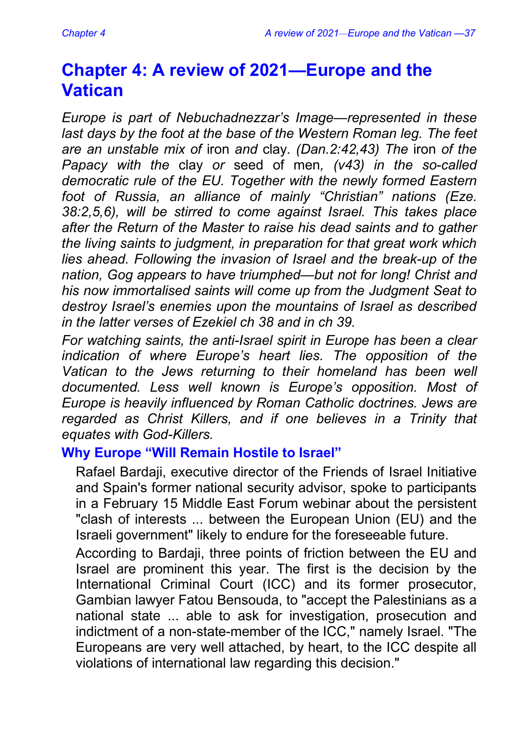# Chapter 4: A review of 2021—Europe and the Vatican

*Europe is part of Nebuchadnezzar's Image—represented in these last days by the foot at the base of the Western Roman leg. The feet are an unstable mix of* iron *and* clay*. (Dan.2:42,43) The* iron *of the Papacy with the* clay *or* seed of men*, (v43) in the so-called democratic rule of the EU. Together with the newly formed Eastern foot of Russia, an alliance of mainly "Christian" nations (Eze. 38:2,5,6), will be stirred to come against Israel. This takes place after the Return of the Master to raise his dead saints and to gather the living saints to judgment, in preparation for that great work which lies ahead. Following the invasion of Israel and the break-up of the nation, Gog appears to have triumphed—but not for long! Christ and his now immortalised saints will come up from the Judgment Seat to destroy Israel's enemies upon the mountains of Israel as described in the latter verses of Ezekiel ch 38 and in ch 39.*

*For watching saints, the anti-Israel spirit in Europe has been a clear indication of where Europe's heart lies. The opposition of the Vatican to the Jews returning to their homeland has been well documented. Less well known is Europe's opposition. Most of Europe is heavily influenced by Roman Catholic doctrines. Jews are regarded as Christ Killers, and if one believes in a Trinity that equates with God-Killers.*

## Why Europe "Will Remain Hostile to Israel"

Rafael Bardaji, executive director of the Friends of Israel Initiative and Spain's former national security advisor, spoke to participants in a February 15 Middle East Forum webinar about the persistent "clash of interests ... between the European Union (EU) and the Israeli government" likely to endure for the foreseeable future.

According to Bardaji, three points of friction between the EU and Israel are prominent this year. The first is the decision by the International Criminal Court (ICC) and its former prosecutor, Gambian lawyer Fatou Bensouda, to "accept the Palestinians as a national state ... able to ask for investigation, prosecution and indictment of a non-state-member of the ICC," namely Israel. "The Europeans are very well attached, by heart, to the ICC despite all violations of international law regarding this decision."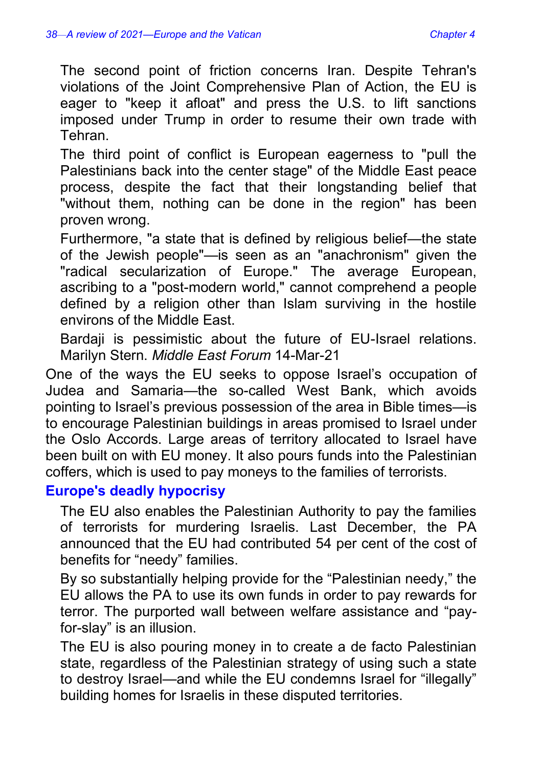The second point of friction concerns Iran. Despite Tehran's violations of the Joint Comprehensive Plan of Action, the EU is eager to "keep it afloat" and press the U.S. to lift sanctions imposed under Trump in order to resume their own trade with Tehran.

The third point of conflict is European eagerness to "pull the Palestinians back into the center stage" of the Middle East peace process, despite the fact that their longstanding belief that "without them, nothing can be done in the region" has been proven wrong.

Furthermore, "a state that is defined by religious belief—the state of the Jewish people"—is seen as an "anachronism" given the "radical secularization of Europe." The average European, ascribing to a "post-modern world," cannot comprehend a people defined by a religion other than Islam surviving in the hostile environs of the Middle East.

Bardaji is pessimistic about the future of EU-Israel relations. Marilyn Stern. *Middle East Forum* 14-Mar-21

One of the ways the EU seeks to oppose Israel's occupation of Judea and Samaria—the so-called West Bank, which avoids pointing to Israel's previous possession of the area in Bible times—is to encourage Palestinian buildings in areas promised to Israel under the Oslo Accords. Large areas of territory allocated to Israel have been built on with EU money. It also pours funds into the Palestinian coffers, which is used to pay moneys to the families of terrorists.

## Europe's deadly hypocrisy

The EU also enables the Palestinian Authority to pay the families of terrorists for murdering Israelis. Last December, the PA announced that the EU had contributed 54 per cent of the cost of benefits for "needy" families.

By so substantially helping provide for the "Palestinian needy," the EU allows the PA to use its own funds in order to pay rewards for terror. The purported wall between welfare assistance and "pay-for-slay" is an illusion.

The EU is also pouring money in to create a de facto Palestinian state, regardless of the Palestinian strategy of using such a state to destroy Israel—and while the EU condemns Israel for "illegally" building homes for Israelis in these disputed territories.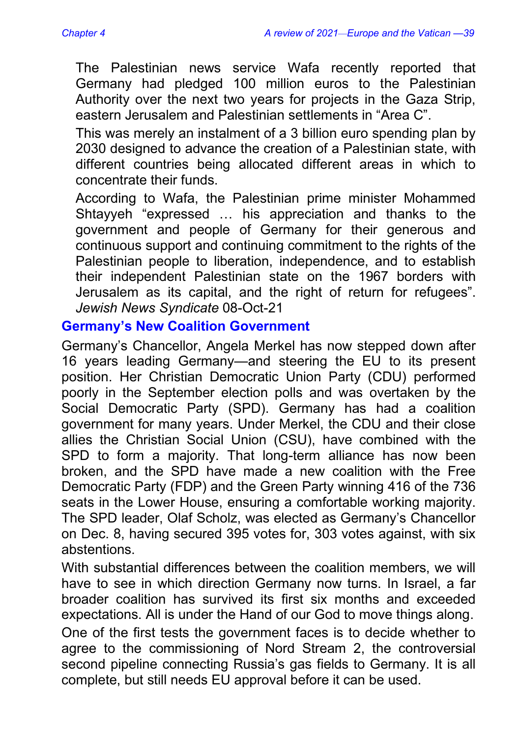The Palestinian news service Wafa recently reported that Germany had pledged 100 million euros to the Palestinian Authority over the next two years for projects in the Gaza Strip, eastern Jerusalem and Palestinian settlements in "Area C".

This was merely an instalment of a 3 billion euro spending plan by 2030 designed to advance the creation of a Palestinian state, with different countries being allocated different areas in which to concentrate their funds.

According to Wafa, the Palestinian prime minister Mohammed Shtayyeh "expressed … his appreciation and thanks to the government and people of Germany for their generous and continuous support and continuing commitment to the rights of the Palestinian people to liberation, independence, and to establish their independent Palestinian state on the 1967 borders with Jerusalem as its capital, and the right of return for refugees". *Jewish News Syndicate* 08-Oct-21

## Germany's New Coalition Government

Germany's Chancellor, Angela Merkel has now stepped down after 16 years leading Germany—and steering the EU to its present position. Her Christian Democratic Union Party (CDU) performed poorly in the September election polls and was overtaken by the Social Democratic Party (SPD). Germany has had a coalition government for many years. Under Merkel, the CDU and their close allies the Christian Social Union (CSU), have combined with the SPD to form a majority. That long-term alliance has now been broken, and the SPD have made a new coalition with the Free Democratic Party (FDP) and the Green Party winning 416 of the 736 seats in the Lower House, ensuring a comfortable working majority. The SPD leader, Olaf Scholz, was elected as Germany's Chancellor on Dec. 8, having secured 395 votes for, 303 votes against, with six abstentions.

With substantial differences between the coalition members, we will have to see in which direction Germany now turns. In Israel, a far broader coalition has survived its first six months and exceeded expectations. All is under the Hand of our God to move things along.

One of the first tests the government faces is to decide whether to agree to the commissioning of Nord Stream 2, the controversial second pipeline connecting Russia's gas fields to Germany. It is all complete, but still needs EU approval before it can be used.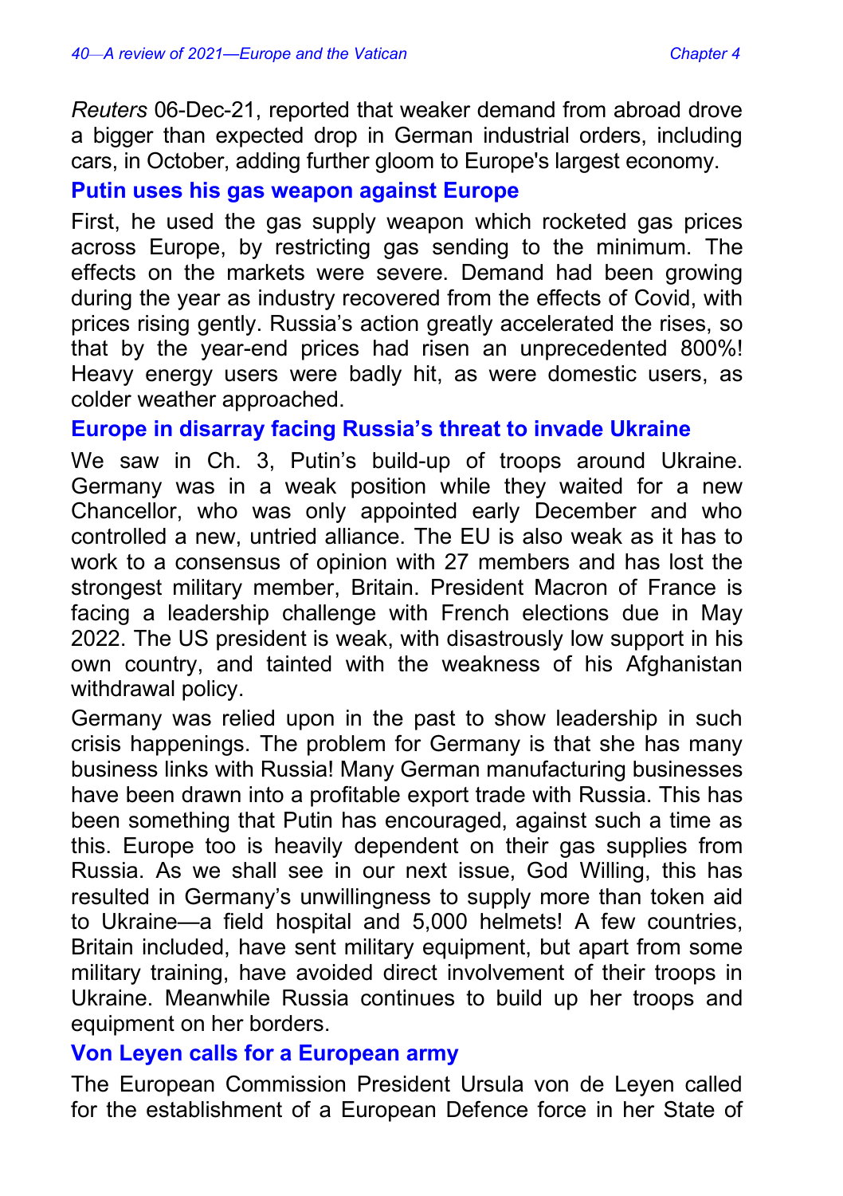*Reuters* 06-Dec-21, reported that weaker demand from abroad drove a bigger than expected drop in German industrial orders, including cars, in October, adding further gloom to Europe's largest economy.

## Putin uses his gas weapon against Europe

First, he used the gas supply weapon which rocketed gas prices across Europe, by restricting gas sending to the minimum. The effects on the markets were severe. Demand had been growing during the year as industry recovered from the effects of Covid, with prices rising gently. Russia's action greatly accelerated the rises, so that by the year-end prices had risen an unprecedented 800%! Heavy energy users were badly hit, as were domestic users, as colder weather approached.

## Europe in disarray facing Russia's threat to invade Ukraine

We saw in Ch. 3, Putin's build-up of troops around Ukraine. Germany was in a weak position while they waited for a new Chancellor, who was only appointed early December and who controlled a new, untried alliance. The EU is also weak as it has to work to a consensus of opinion with 27 members and has lost the strongest military member, Britain. President Macron of France is facing a leadership challenge with French elections due in May 2022. The US president is weak, with disastrously low support in his own country, and tainted with the weakness of his Afghanistan withdrawal policy.

Germany was relied upon in the past to show leadership in such crisis happenings. The problem for Germany is that she has many business links with Russia! Many German manufacturing businesses have been drawn into a profitable export trade with Russia. This has been something that Putin has encouraged, against such a time as this. Europe too is heavily dependent on their gas supplies from Russia. As we shall see in our next issue, God Willing, this has resulted in Germany's unwillingness to supply more than token aid to Ukraine—a field hospital and 5,000 helmets! A few countries, Britain included, have sent military equipment, but apart from some military training, have avoided direct involvement of their troops in Ukraine. Meanwhile Russia continues to build up her troops and equipment on her borders.

## Von Leyen calls for a European army

The European Commission President Ursula von de Leyen called for the establishment of a European Defence force in her State of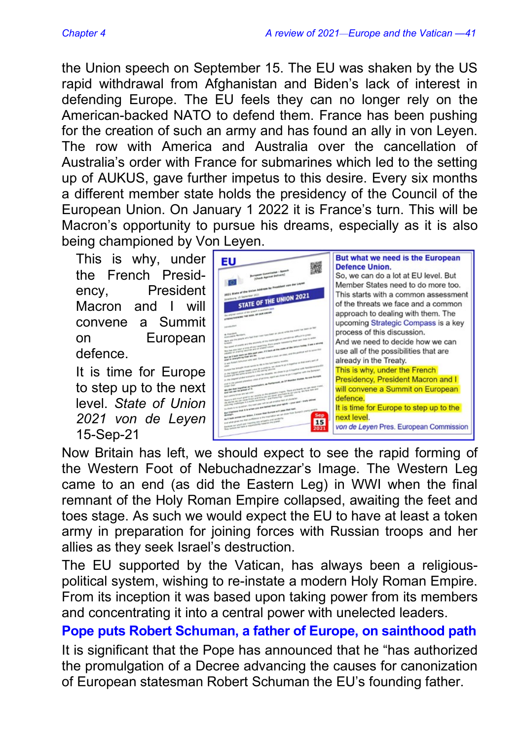the Union speech on September 15. The EU was shaken by the US rapid withdrawal from Afghanistan and Biden's lack of interest in defending Europe. The EU feels they can no longer rely on the American-backed NATO to defend them. France has been pushing for the creation of such an army and has found an ally in von Leyen. The row with America and Australia over the cancellation of Australia's order with France for submarines which led to the setting up of AUKUS, gave further impetus to this desire. Every six months a different member state holds the presidency of the Council of the European Union. On January 1 2022 it is France's turn. This will be Macron's opportunity to pursue his dreams, especially as it is also being championed by Von Leyen.

This is why, under the French Presidency, President Macron and I will convene a Summit on European defence.

It is time for Europe to step up to the next level. *State of Union 2021 von de Leyen* 15-Sep-21

**But what we need is the European Defence Union.**
So, we can do a lot at EU level. But Member States need to do more too. This starts with a common assessment of the threats we face and a common approach to dealing with them. The upcoming Strategic Compass is a key process of this discussion.
And we need to decide how we can use all of the possibilities that are already in the Treaty.
This is why, under the French Presidency, President Macron and I will convene a Summit on European defence.
It is time for Europe to step up to the next level.
*von de Leyen* Pres. European Commission

Now Britain has left, we should expect to see the rapid forming of the Western Foot of Nebuchadnezzar's Image. The Western Leg came to an end (as did the Eastern Leg) in WWI when the final remnant of the Holy Roman Empire collapsed, awaiting the feet and toes stage. As such we would expect the EU to have at least a token army in preparation for joining forces with Russian troops and her allies as they seek Israel's destruction.

The EU supported by the Vatican, has always been a religious-political system, wishing to re-instate a modern Holy Roman Empire. From its inception it was based upon taking power from its members and concentrating it into a central power with unelected leaders.

## Pope puts Robert Schuman, a father of Europe, on sainthood path

It is significant that the Pope has announced that he "has authorized the promulgation of a Decree advancing the causes for canonization of European statesman Robert Schuman the EU's founding father.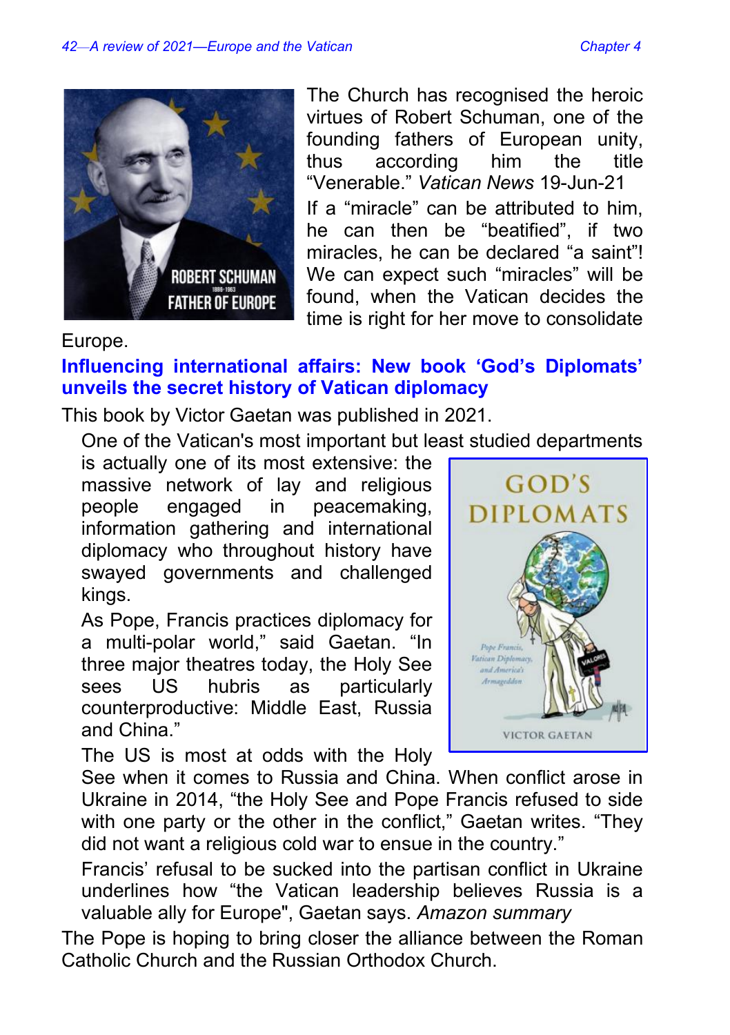The Church has recognised the heroic virtues of Robert Schuman, one of the founding fathers of European unity, thus according him the title "Venerable." *Vatican News* 19-Jun-21

If a "miracle" can be attributed to him, he can then be "beatified", if two miracles, he can be declared "a saint"! We can expect such "miracles" will be found, when the Vatican decides the time is right for her move to consolidate Europe.

## Influencing international affairs: New book 'God's Diplomats' unveils the secret history of Vatican diplomacy

This book by Victor Gaetan was published in 2021.

> One of the Vatican's most important but least studied departments is actually one of its most extensive: the massive network of lay and religious people engaged in peacemaking, information gathering and international diplomacy who throughout history have swayed governments and challenged kings.
>
> As Pope, Francis practices diplomacy for a multi-polar world," said Gaetan. "In three major theatres today, the Holy See sees US hubris as particularly counterproductive: Middle East, Russia and China."
>
> The US is most at odds with the Holy See when it comes to Russia and China. When conflict arose in Ukraine in 2014, "the Holy See and Pope Francis refused to side with one party or the other in the conflict," Gaetan writes. "They did not want a religious cold war to ensue in the country."
>
> Francis' refusal to be sucked into the partisan conflict in Ukraine underlines how "the Vatican leadership believes Russia is a valuable ally for Europe", Gaetan says. *Amazon summary*

The Pope is hoping to bring closer the alliance between the Roman Catholic Church and the Russian Orthodox Church.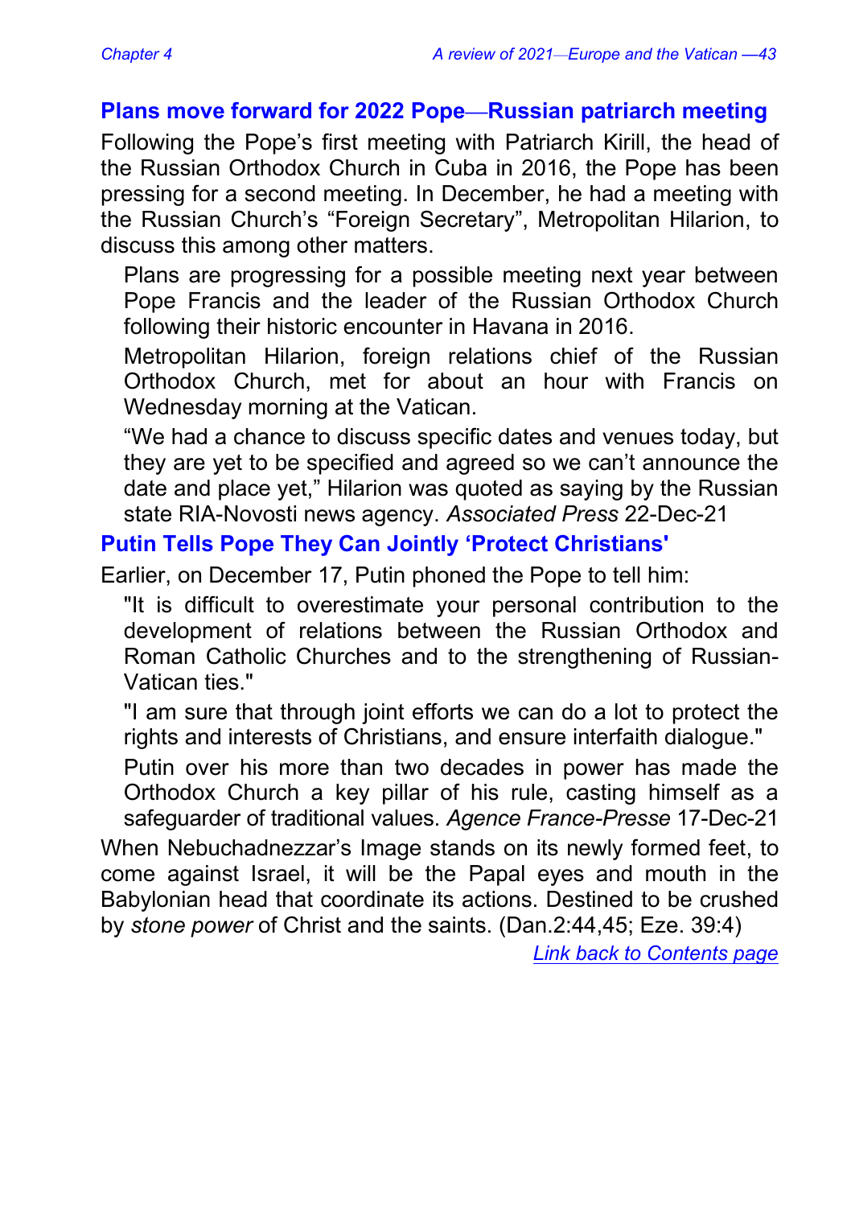## Plans move forward for 2022 Pope—Russian patriarch meeting

Following the Pope's first meeting with Patriarch Kirill, the head of the Russian Orthodox Church in Cuba in 2016, the Pope has been pressing for a second meeting. In December, he had a meeting with the Russian Church's "Foreign Secretary", Metropolitan Hilarion, to discuss this among other matters.

> Plans are progressing for a possible meeting next year between Pope Francis and the leader of the Russian Orthodox Church following their historic encounter in Havana in 2016.
>
> Metropolitan Hilarion, foreign relations chief of the Russian Orthodox Church, met for about an hour with Francis on Wednesday morning at the Vatican.
>
> "We had a chance to discuss specific dates and venues today, but they are yet to be specified and agreed so we can't announce the date and place yet," Hilarion was quoted as saying by the Russian state RIA-Novosti news agency. *Associated Press* 22-Dec-21

## Putin Tells Pope They Can Jointly 'Protect Christians'

Earlier, on December 17, Putin phoned the Pope to tell him:

> "It is difficult to overestimate your personal contribution to the development of relations between the Russian Orthodox and Roman Catholic Churches and to the strengthening of Russian-Vatican ties."
>
> "I am sure that through joint efforts we can do a lot to protect the rights and interests of Christians, and ensure interfaith dialogue."
>
> Putin over his more than two decades in power has made the Orthodox Church a key pillar of his rule, casting himself as a safeguarder of traditional values. *Agence France-Presse* 17-Dec-21

When Nebuchadnezzar's Image stands on its newly formed feet, to come against Israel, it will be the Papal eyes and mouth in the Babylonian head that coordinate its actions. Destined to be crushed by *stone power* of Christ and the saints. (Dan.2:44,45; Eze. 39:4)

Link back to Contents page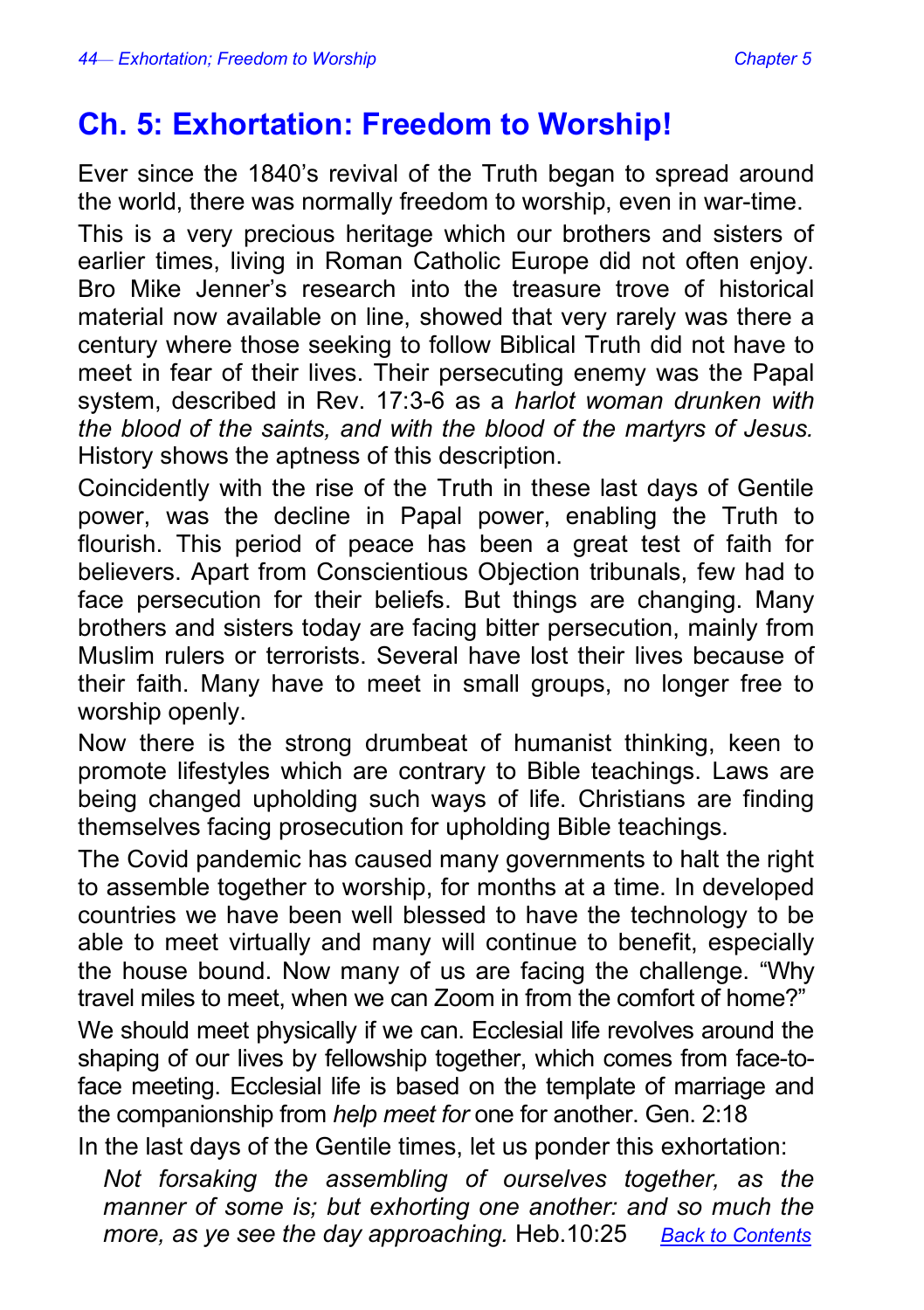# Ch. 5: Exhortation: Freedom to Worship!

Ever since the 1840's revival of the Truth began to spread around the world, there was normally freedom to worship, even in war-time.

This is a very precious heritage which our brothers and sisters of earlier times, living in Roman Catholic Europe did not often enjoy. Bro Mike Jenner's research into the treasure trove of historical material now available on line, showed that very rarely was there a century where those seeking to follow Biblical Truth did not have to meet in fear of their lives. Their persecuting enemy was the Papal system, described in Rev. 17:3-6 as a *harlot woman drunken with the blood of the saints, and with the blood of the martyrs of Jesus.* History shows the aptness of this description.

Coincidently with the rise of the Truth in these last days of Gentile power, was the decline in Papal power, enabling the Truth to flourish. This period of peace has been a great test of faith for believers. Apart from Conscientious Objection tribunals, few had to face persecution for their beliefs. But things are changing. Many brothers and sisters today are facing bitter persecution, mainly from Muslim rulers or terrorists. Several have lost their lives because of their faith. Many have to meet in small groups, no longer free to worship openly.

Now there is the strong drumbeat of humanist thinking, keen to promote lifestyles which are contrary to Bible teachings. Laws are being changed upholding such ways of life. Christians are finding themselves facing prosecution for upholding Bible teachings.

The Covid pandemic has caused many governments to halt the right to assemble together to worship, for months at a time. In developed countries we have been well blessed to have the technology to be able to meet virtually and many will continue to benefit, especially the house bound. Now many of us are facing the challenge. "Why travel miles to meet, when we can Zoom in from the comfort of home?"

We should meet physically if we can. Ecclesial life revolves around the shaping of our lives by fellowship together, which comes from face-to-face meeting. Ecclesial life is based on the template of marriage and the companionship from *help meet for* one for another. Gen. 2:18

In the last days of the Gentile times, let us ponder this exhortation:

> *Not forsaking the assembling of ourselves together, as the manner of some is; but exhorting one another: and so much the more, as ye see the day approaching.* Heb.10:25

Back to Contents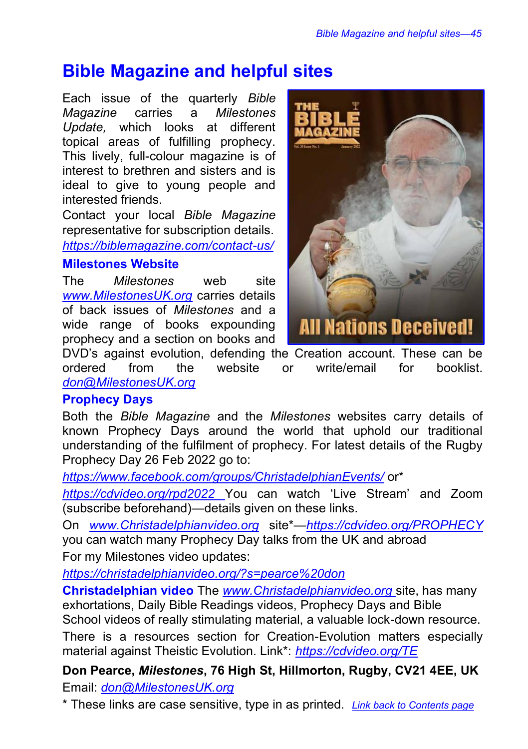# Bible Magazine and helpful sites

Each issue of the quarterly *Bible Magazine* carries a *Milestones Update,* which looks at different topical areas of fulfilling prophecy. This lively, full-colour magazine is of interest to brethren and sisters and is ideal to give to young people and interested friends.

Contact your local *Bible Magazine* representative for subscription details. https://biblemagazine.com/contact-us/

## Milestones Website

The *Milestones* web site www.MilestonesUK.org carries details of back issues of *Milestones* and a wide range of books expounding prophecy and a section on books and DVD's against evolution, defending the Creation account. These can be ordered from the website or write/email for booklist. don@MilestonesUK.org

## Prophecy Days

Both the *Bible Magazine* and the *Milestones* websites carry details of known Prophecy Days around the world that uphold our traditional understanding of the fulfilment of prophecy. For latest details of the Rugby Prophecy Day 26 Feb 2022 go to:

https://www.facebook.com/groups/ChristadelphianEvents/ or*

https://cdvideo.org/rpd2022 You can watch 'Live Stream' and Zoom (subscribe beforehand)—details given on these links.

On www.Christadelphianvideo.org site*—https://cdvideo.org/PROPHECY you can watch many Prophecy Day talks from the UK and abroad

For my Milestones video updates:

https://christadelphianvideo.org/?s=pearce%20don

**Christadelphian video** The www.Christadelphianvideo.org site, has many exhortations, Daily Bible Readings videos, Prophecy Days and Bible School videos of really stimulating material, a valuable lock-down resource.

There is a resources section for Creation-Evolution matters especially material against Theistic Evolution. Link*: https://cdvideo.org/TE

**Don Pearce, *Milestones*, 76 High St, Hillmorton, Rugby, CV21 4EE, UK**

Email: don@MilestonesUK.org

\* These links are case sensitive, type in as printed. Link back to Contents page